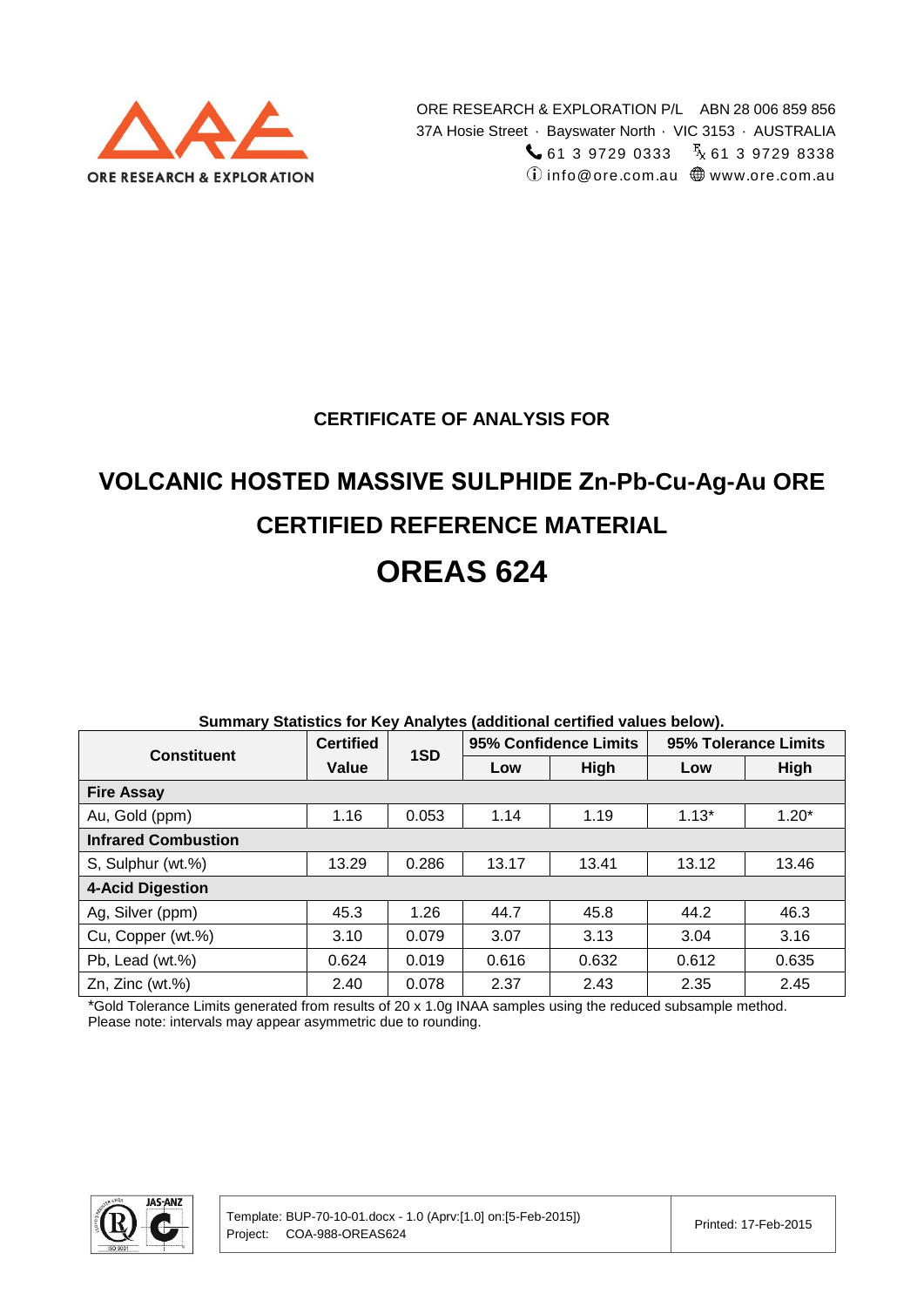ORE RESEARCH & EXPLORATION

ORE RESEARCH & EXPLORATION P/L ABN 28 006 859 856
37A Hosie Street · Bayswater North · VIC 3153 · AUSTRALIA
61 3 9729 0333 Fx 61 3 9729 8338
info@ore.com.au www.ore.com.au

### CERTIFICATE OF ANALYSIS FOR

## VOLCANIC HOSTED MASSIVE SULPHIDE Zn-Pb-Cu-Ag-Au ORE

## CERTIFIED REFERENCE MATERIAL

# OREAS 624

**Summary Statistics for Key Analytes (additional certified values below).**

| Constituent | Certified Value | 1SD | 95% Confidence Limits | | 95% Tolerance Limits | |
|---|---|---|---|---|---|---|
| | | | Low | High | Low | High |
| **Fire Assay** | | | | | | |
| Au, Gold (ppm) | 1.16 | 0.053 | 1.14 | 1.19 | 1.13* | 1.20* |
| **Infrared Combustion** | | | | | | |
| S, Sulphur (wt.%) | 13.29 | 0.286 | 13.17 | 13.41 | 13.12 | 13.46 |
| **4-Acid Digestion** | | | | | | |
| Ag, Silver (ppm) | 45.3 | 1.26 | 44.7 | 45.8 | 44.2 | 46.3 |
| Cu, Copper (wt.%) | 3.10 | 0.079 | 3.07 | 3.13 | 3.04 | 3.16 |
| Pb, Lead (wt.%) | 0.624 | 0.019 | 0.616 | 0.632 | 0.612 | 0.635 |
| Zn, Zinc (wt.%) | 2.40 | 0.078 | 2.37 | 2.43 | 2.35 | 2.45 |

*Gold Tolerance Limits generated from results of 20 x 1.0g INAA samples using the reduced subsample method.
Please note: intervals may appear asymmetric due to rounding.

Template: BUP-70-10-01.docx - 1.0 (Aprv:[1.0] on:[5-Feb-2015])
Project: COA-988-OREAS624

Printed: 17-Feb-2015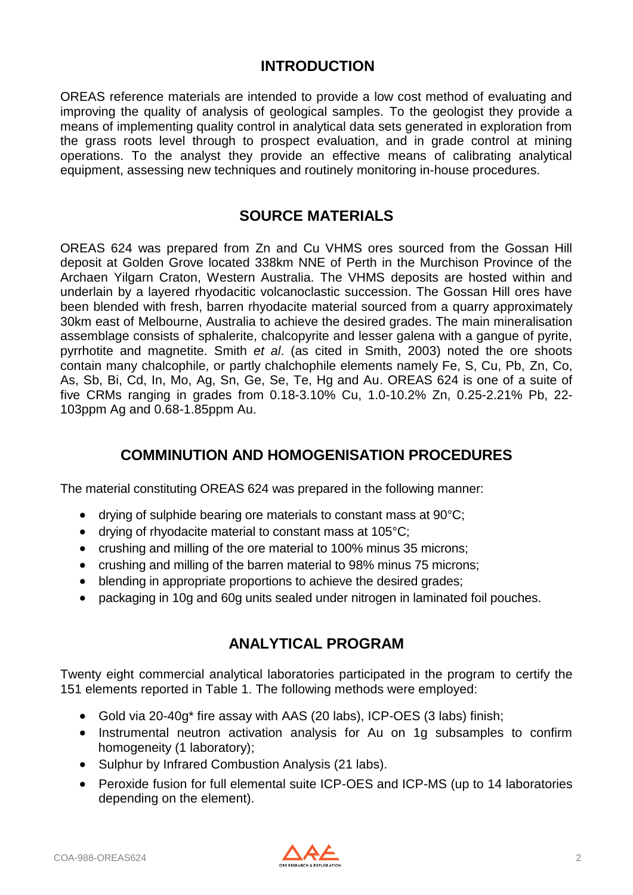## INTRODUCTION

OREAS reference materials are intended to provide a low cost method of evaluating and improving the quality of analysis of geological samples. To the geologist they provide a means of implementing quality control in analytical data sets generated in exploration from the grass roots level through to prospect evaluation, and in grade control at mining operations. To the analyst they provide an effective means of calibrating analytical equipment, assessing new techniques and routinely monitoring in-house procedures.

## SOURCE MATERIALS

OREAS 624 was prepared from Zn and Cu VHMS ores sourced from the Gossan Hill deposit at Golden Grove located 338km NNE of Perth in the Murchison Province of the Archaen Yilgarn Craton, Western Australia. The VHMS deposits are hosted within and underlain by a layered rhyodacitic volcanoclastic succession. The Gossan Hill ores have been blended with fresh, barren rhyodacite material sourced from a quarry approximately 30km east of Melbourne, Australia to achieve the desired grades. The main mineralisation assemblage consists of sphalerite, chalcopyrite and lesser galena with a gangue of pyrite, pyrrhotite and magnetite. Smith *et al*. (as cited in Smith, 2003) noted the ore shoots contain many chalcophile, or partly chalchophile elements namely Fe, S, Cu, Pb, Zn, Co, As, Sb, Bi, Cd, In, Mo, Ag, Sn, Ge, Se, Te, Hg and Au. OREAS 624 is one of a suite of five CRMs ranging in grades from 0.18-3.10% Cu, 1.0-10.2% Zn, 0.25-2.21% Pb, 22-103ppm Ag and 0.68-1.85ppm Au.

## COMMINUTION AND HOMOGENISATION PROCEDURES

The material constituting OREAS 624 was prepared in the following manner:

- drying of sulphide bearing ore materials to constant mass at 90°C;
- drying of rhyodacite material to constant mass at 105°C;
- crushing and milling of the ore material to 100% minus 35 microns;
- crushing and milling of the barren material to 98% minus 75 microns;
- blending in appropriate proportions to achieve the desired grades;
- packaging in 10g and 60g units sealed under nitrogen in laminated foil pouches.

## ANALYTICAL PROGRAM

Twenty eight commercial analytical laboratories participated in the program to certify the 151 elements reported in Table 1. The following methods were employed:

- Gold via 20-40g* fire assay with AAS (20 labs), ICP-OES (3 labs) finish;
- Instrumental neutron activation analysis for Au on 1g subsamples to confirm homogeneity (1 laboratory);
- Sulphur by Infrared Combustion Analysis (21 labs).
- Peroxide fusion for full elemental suite ICP-OES and ICP-MS (up to 14 laboratories depending on the element).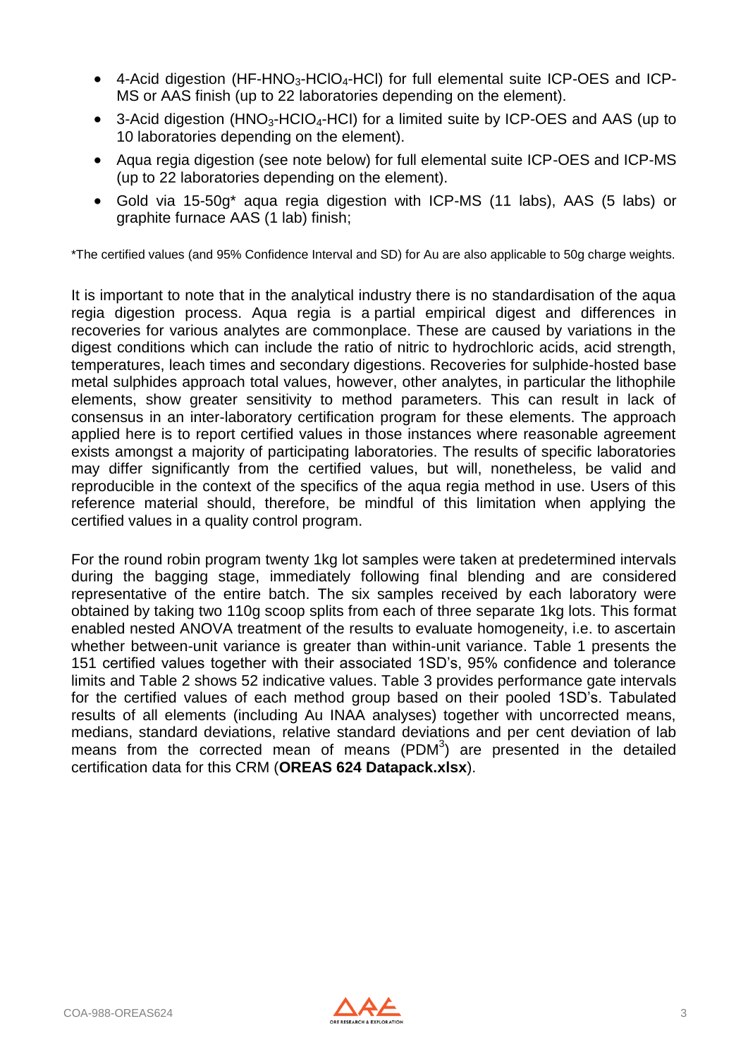- 4-Acid digestion ($HF$-$HNO_3$-$HClO_4$-$HCl$) for full elemental suite ICP-OES and ICP-MS or AAS finish (up to 22 laboratories depending on the element).
- 3-Acid digestion ($HNO_3$-$HClO_4$-$HCl$) for a limited suite by ICP-OES and AAS (up to 10 laboratories depending on the element).
- Aqua regia digestion (see note below) for full elemental suite ICP-OES and ICP-MS (up to 22 laboratories depending on the element).
- Gold via 15-50g* aqua regia digestion with ICP-MS (11 labs), AAS (5 labs) or graphite furnace AAS (1 lab) finish;

*The certified values (and 95% Confidence Interval and SD) for Au are also applicable to 50g charge weights.

It is important to note that in the analytical industry there is no standardisation of the aqua regia digestion process. Aqua regia is a partial empirical digest and differences in recoveries for various analytes are commonplace. These are caused by variations in the digest conditions which can include the ratio of nitric to hydrochloric acids, acid strength, temperatures, leach times and secondary digestions. Recoveries for sulphide-hosted base metal sulphides approach total values, however, other analytes, in particular the lithophile elements, show greater sensitivity to method parameters. This can result in lack of consensus in an inter-laboratory certification program for these elements. The approach applied here is to report certified values in those instances where reasonable agreement exists amongst a majority of participating laboratories. The results of specific laboratories may differ significantly from the certified values, but will, nonetheless, be valid and reproducible in the context of the specifics of the aqua regia method in use. Users of this reference material should, therefore, be mindful of this limitation when applying the certified values in a quality control program.

For the round robin program twenty 1kg lot samples were taken at predetermined intervals during the bagging stage, immediately following final blending and are considered representative of the entire batch. The six samples received by each laboratory were obtained by taking two 110g scoop splits from each of three separate 1kg lots. This format enabled nested ANOVA treatment of the results to evaluate homogeneity, i.e. to ascertain whether between-unit variance is greater than within-unit variance. Table 1 presents the 151 certified values together with their associated 1SD's, 95% confidence and tolerance limits and Table 2 shows 52 indicative values. Table 3 provides performance gate intervals for the certified values of each method group based on their pooled 1SD's. Tabulated results of all elements (including Au INAA analyses) together with uncorrected means, medians, standard deviations, relative standard deviations and per cent deviation of lab means from the corrected mean of means (PDM[3]) are presented in the detailed certification data for this CRM (**OREAS 624 Datapack.xlsx**).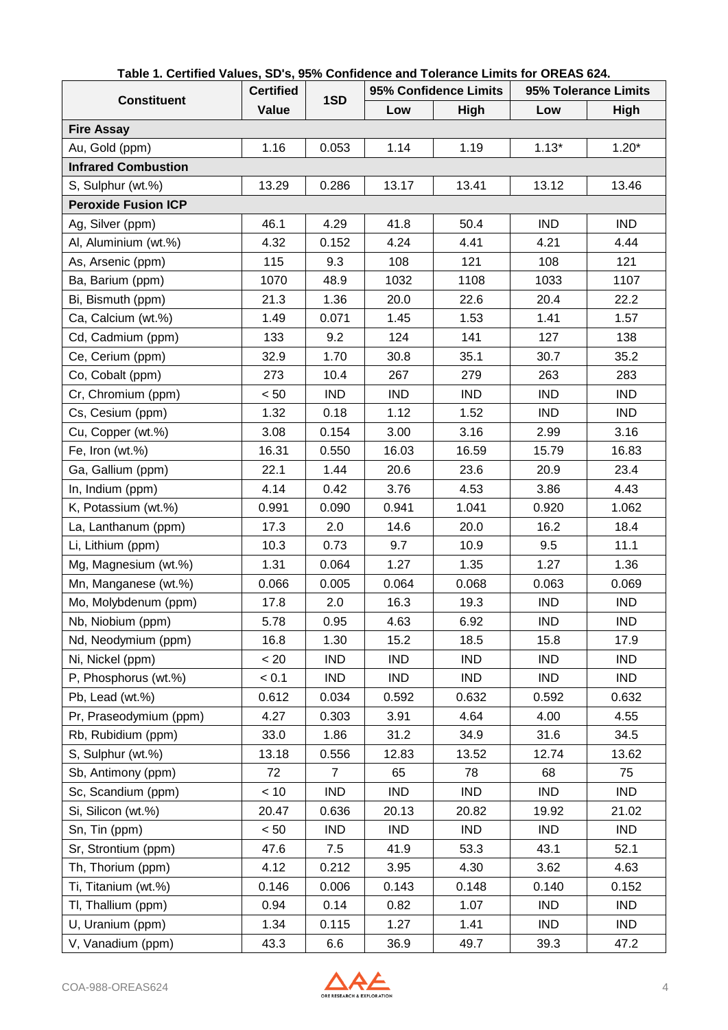**Table 1. Certified Values, SD's, 95% Confidence and Tolerance Limits for OREAS 624.**

| Constituent | Certified Value | 1SD | 95% Confidence Limits | | 95% Tolerance Limits | |
|---|---|---|---|---|---|---|
| | | | Low | High | Low | High |
| **Fire Assay** | | | | | | |
| Au, Gold (ppm) | 1.16 | 0.053 | 1.14 | 1.19 | 1.13* | 1.20* |
| **Infrared Combustion** | | | | | | |
| S, Sulphur (wt.%) | 13.29 | 0.286 | 13.17 | 13.41 | 13.12 | 13.46 |
| **Peroxide Fusion ICP** | | | | | | |
| Ag, Silver (ppm) | 46.1 | 4.29 | 41.8 | 50.4 | IND | IND |
| Al, Aluminium (wt.%) | 4.32 | 0.152 | 4.24 | 4.41 | 4.21 | 4.44 |
| As, Arsenic (ppm) | 115 | 9.3 | 108 | 121 | 108 | 121 |
| Ba, Barium (ppm) | 1070 | 48.9 | 1032 | 1108 | 1033 | 1107 |
| Bi, Bismuth (ppm) | 21.3 | 1.36 | 20.0 | 22.6 | 20.4 | 22.2 |
| Ca, Calcium (wt.%) | 1.49 | 0.071 | 1.45 | 1.53 | 1.41 | 1.57 |
| Cd, Cadmium (ppm) | 133 | 9.2 | 124 | 141 | 127 | 138 |
| Ce, Cerium (ppm) | 32.9 | 1.70 | 30.8 | 35.1 | 30.7 | 35.2 |
| Co, Cobalt (ppm) | 273 | 10.4 | 267 | 279 | 263 | 283 |
| Cr, Chromium (ppm) | < 50 | IND | IND | IND | IND | IND |
| Cs, Cesium (ppm) | 1.32 | 0.18 | 1.12 | 1.52 | IND | IND |
| Cu, Copper (wt.%) | 3.08 | 0.154 | 3.00 | 3.16 | 2.99 | 3.16 |
| Fe, Iron (wt.%) | 16.31 | 0.550 | 16.03 | 16.59 | 15.79 | 16.83 |
| Ga, Gallium (ppm) | 22.1 | 1.44 | 20.6 | 23.6 | 20.9 | 23.4 |
| In, Indium (ppm) | 4.14 | 0.42 | 3.76 | 4.53 | 3.86 | 4.43 |
| K, Potassium (wt.%) | 0.991 | 0.090 | 0.941 | 1.041 | 0.920 | 1.062 |
| La, Lanthanum (ppm) | 17.3 | 2.0 | 14.6 | 20.0 | 16.2 | 18.4 |
| Li, Lithium (ppm) | 10.3 | 0.73 | 9.7 | 10.9 | 9.5 | 11.1 |
| Mg, Magnesium (wt.%) | 1.31 | 0.064 | 1.27 | 1.35 | 1.27 | 1.36 |
| Mn, Manganese (wt.%) | 0.066 | 0.005 | 0.064 | 0.068 | 0.063 | 0.069 |
| Mo, Molybdenum (ppm) | 17.8 | 2.0 | 16.3 | 19.3 | IND | IND |
| Nb, Niobium (ppm) | 5.78 | 0.95 | 4.63 | 6.92 | IND | IND |
| Nd, Neodymium (ppm) | 16.8 | 1.30 | 15.2 | 18.5 | 15.8 | 17.9 |
| Ni, Nickel (ppm) | < 20 | IND | IND | IND | IND | IND |
| P, Phosphorus (wt.%) | < 0.1 | IND | IND | IND | IND | IND |
| Pb, Lead (wt.%) | 0.612 | 0.034 | 0.592 | 0.632 | 0.592 | 0.632 |
| Pr, Praseodymium (ppm) | 4.27 | 0.303 | 3.91 | 4.64 | 4.00 | 4.55 |
| Rb, Rubidium (ppm) | 33.0 | 1.86 | 31.2 | 34.9 | 31.6 | 34.5 |
| S, Sulphur (wt.%) | 13.18 | 0.556 | 12.83 | 13.52 | 12.74 | 13.62 |
| Sb, Antimony (ppm) | 72 | 7 | 65 | 78 | 68 | 75 |
| Sc, Scandium (ppm) | < 10 | IND | IND | IND | IND | IND |
| Si, Silicon (wt.%) | 20.47 | 0.636 | 20.13 | 20.82 | 19.92 | 21.02 |
| Sn, Tin (ppm) | < 50 | IND | IND | IND | IND | IND |
| Sr, Strontium (ppm) | 47.6 | 7.5 | 41.9 | 53.3 | 43.1 | 52.1 |
| Th, Thorium (ppm) | 4.12 | 0.212 | 3.95 | 4.30 | 3.62 | 4.63 |
| Ti, Titanium (wt.%) | 0.146 | 0.006 | 0.143 | 0.148 | 0.140 | 0.152 |
| Tl, Thallium (ppm) | 0.94 | 0.14 | 0.82 | 1.07 | IND | IND |
| U, Uranium (ppm) | 1.34 | 0.115 | 1.27 | 1.41 | IND | IND |
| V, Vanadium (ppm) | 43.3 | 6.6 | 36.9 | 49.7 | 39.3 | 47.2 |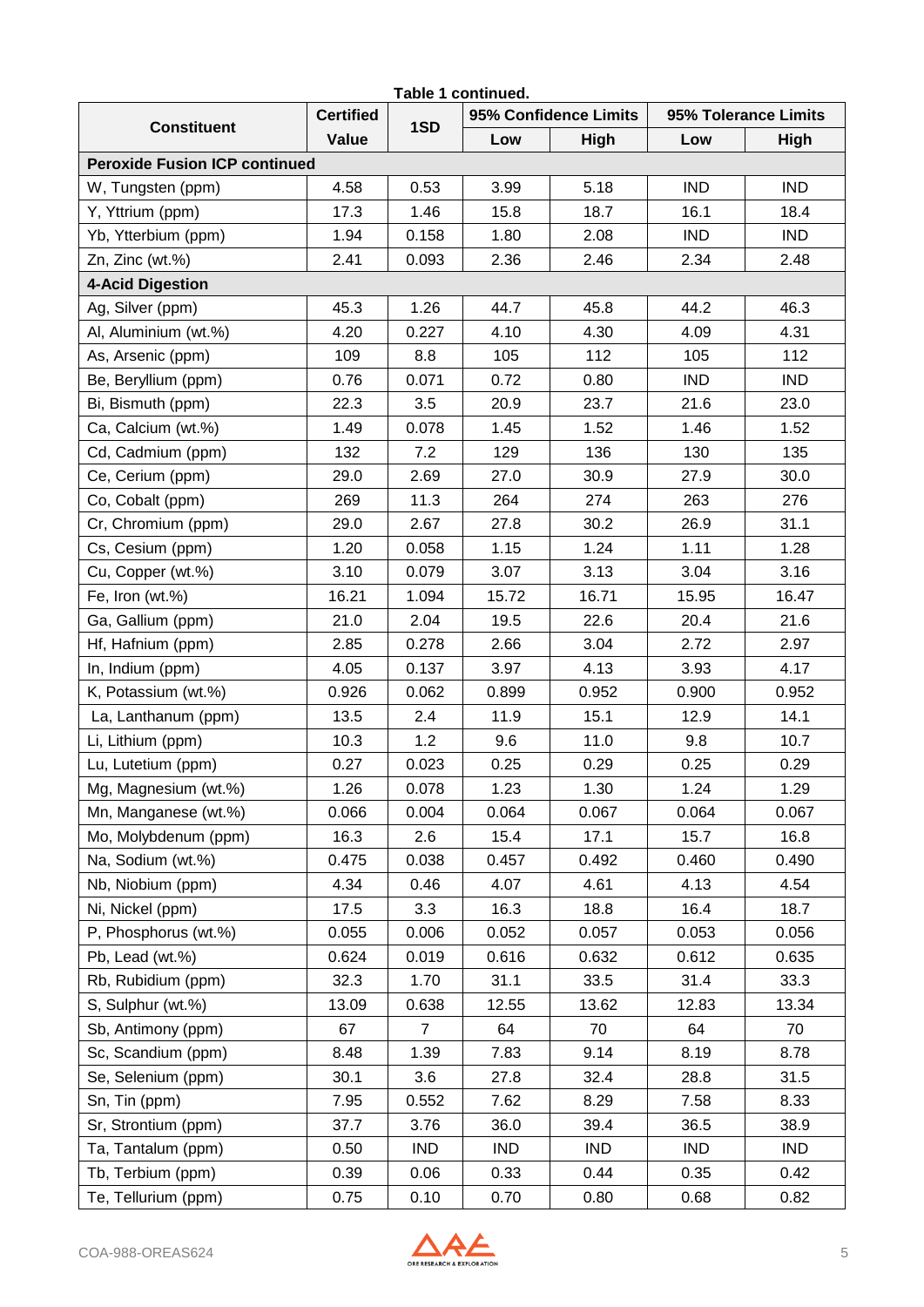**Table 1 continued.**

| Constituent | Certified Value | 1SD | 95% Confidence Limits | | 95% Tolerance Limits | |
|---|---|---|---|---|---|---|
| | | | Low | High | Low | High |
| **Peroxide Fusion ICP continued** | | | | | | |
| W, Tungsten (ppm) | 4.58 | 0.53 | 3.99 | 5.18 | IND | IND |
| Y, Yttrium (ppm) | 17.3 | 1.46 | 15.8 | 18.7 | 16.1 | 18.4 |
| Yb, Ytterbium (ppm) | 1.94 | 0.158 | 1.80 | 2.08 | IND | IND |
| Zn, Zinc (wt.%) | 2.41 | 0.093 | 2.36 | 2.46 | 2.34 | 2.48 |
| **4-Acid Digestion** | | | | | | |
| Ag, Silver (ppm) | 45.3 | 1.26 | 44.7 | 45.8 | 44.2 | 46.3 |
| Al, Aluminium (wt.%) | 4.20 | 0.227 | 4.10 | 4.30 | 4.09 | 4.31 |
| As, Arsenic (ppm) | 109 | 8.8 | 105 | 112 | 105 | 112 |
| Be, Beryllium (ppm) | 0.76 | 0.071 | 0.72 | 0.80 | IND | IND |
| Bi, Bismuth (ppm) | 22.3 | 3.5 | 20.9 | 23.7 | 21.6 | 23.0 |
| Ca, Calcium (wt.%) | 1.49 | 0.078 | 1.45 | 1.52 | 1.46 | 1.52 |
| Cd, Cadmium (ppm) | 132 | 7.2 | 129 | 136 | 130 | 135 |
| Ce, Cerium (ppm) | 29.0 | 2.69 | 27.0 | 30.9 | 27.9 | 30.0 |
| Co, Cobalt (ppm) | 269 | 11.3 | 264 | 274 | 263 | 276 |
| Cr, Chromium (ppm) | 29.0 | 2.67 | 27.8 | 30.2 | 26.9 | 31.1 |
| Cs, Cesium (ppm) | 1.20 | 0.058 | 1.15 | 1.24 | 1.11 | 1.28 |
| Cu, Copper (wt.%) | 3.10 | 0.079 | 3.07 | 3.13 | 3.04 | 3.16 |
| Fe, Iron (wt.%) | 16.21 | 1.094 | 15.72 | 16.71 | 15.95 | 16.47 |
| Ga, Gallium (ppm) | 21.0 | 2.04 | 19.5 | 22.6 | 20.4 | 21.6 |
| Hf, Hafnium (ppm) | 2.85 | 0.278 | 2.66 | 3.04 | 2.72 | 2.97 |
| In, Indium (ppm) | 4.05 | 0.137 | 3.97 | 4.13 | 3.93 | 4.17 |
| K, Potassium (wt.%) | 0.926 | 0.062 | 0.899 | 0.952 | 0.900 | 0.952 |
| La, Lanthanum (ppm) | 13.5 | 2.4 | 11.9 | 15.1 | 12.9 | 14.1 |
| Li, Lithium (ppm) | 10.3 | 1.2 | 9.6 | 11.0 | 9.8 | 10.7 |
| Lu, Lutetium (ppm) | 0.27 | 0.023 | 0.25 | 0.29 | 0.25 | 0.29 |
| Mg, Magnesium (wt.%) | 1.26 | 0.078 | 1.23 | 1.30 | 1.24 | 1.29 |
| Mn, Manganese (wt.%) | 0.066 | 0.004 | 0.064 | 0.067 | 0.064 | 0.067 |
| Mo, Molybdenum (ppm) | 16.3 | 2.6 | 15.4 | 17.1 | 15.7 | 16.8 |
| Na, Sodium (wt.%) | 0.475 | 0.038 | 0.457 | 0.492 | 0.460 | 0.490 |
| Nb, Niobium (ppm) | 4.34 | 0.46 | 4.07 | 4.61 | 4.13 | 4.54 |
| Ni, Nickel (ppm) | 17.5 | 3.3 | 16.3 | 18.8 | 16.4 | 18.7 |
| P, Phosphorus (wt.%) | 0.055 | 0.006 | 0.052 | 0.057 | 0.053 | 0.056 |
| Pb, Lead (wt.%) | 0.624 | 0.019 | 0.616 | 0.632 | 0.612 | 0.635 |
| Rb, Rubidium (ppm) | 32.3 | 1.70 | 31.1 | 33.5 | 31.4 | 33.3 |
| S, Sulphur (wt.%) | 13.09 | 0.638 | 12.55 | 13.62 | 12.83 | 13.34 |
| Sb, Antimony (ppm) | 67 | 7 | 64 | 70 | 64 | 70 |
| Sc, Scandium (ppm) | 8.48 | 1.39 | 7.83 | 9.14 | 8.19 | 8.78 |
| Se, Selenium (ppm) | 30.1 | 3.6 | 27.8 | 32.4 | 28.8 | 31.5 |
| Sn, Tin (ppm) | 7.95 | 0.552 | 7.62 | 8.29 | 7.58 | 8.33 |
| Sr, Strontium (ppm) | 37.7 | 3.76 | 36.0 | 39.4 | 36.5 | 38.9 |
| Ta, Tantalum (ppm) | 0.50 | IND | IND | IND | IND | IND |
| Tb, Terbium (ppm) | 0.39 | 0.06 | 0.33 | 0.44 | 0.35 | 0.42 |
| Te, Tellurium (ppm) | 0.75 | 0.10 | 0.70 | 0.80 | 0.68 | 0.82 |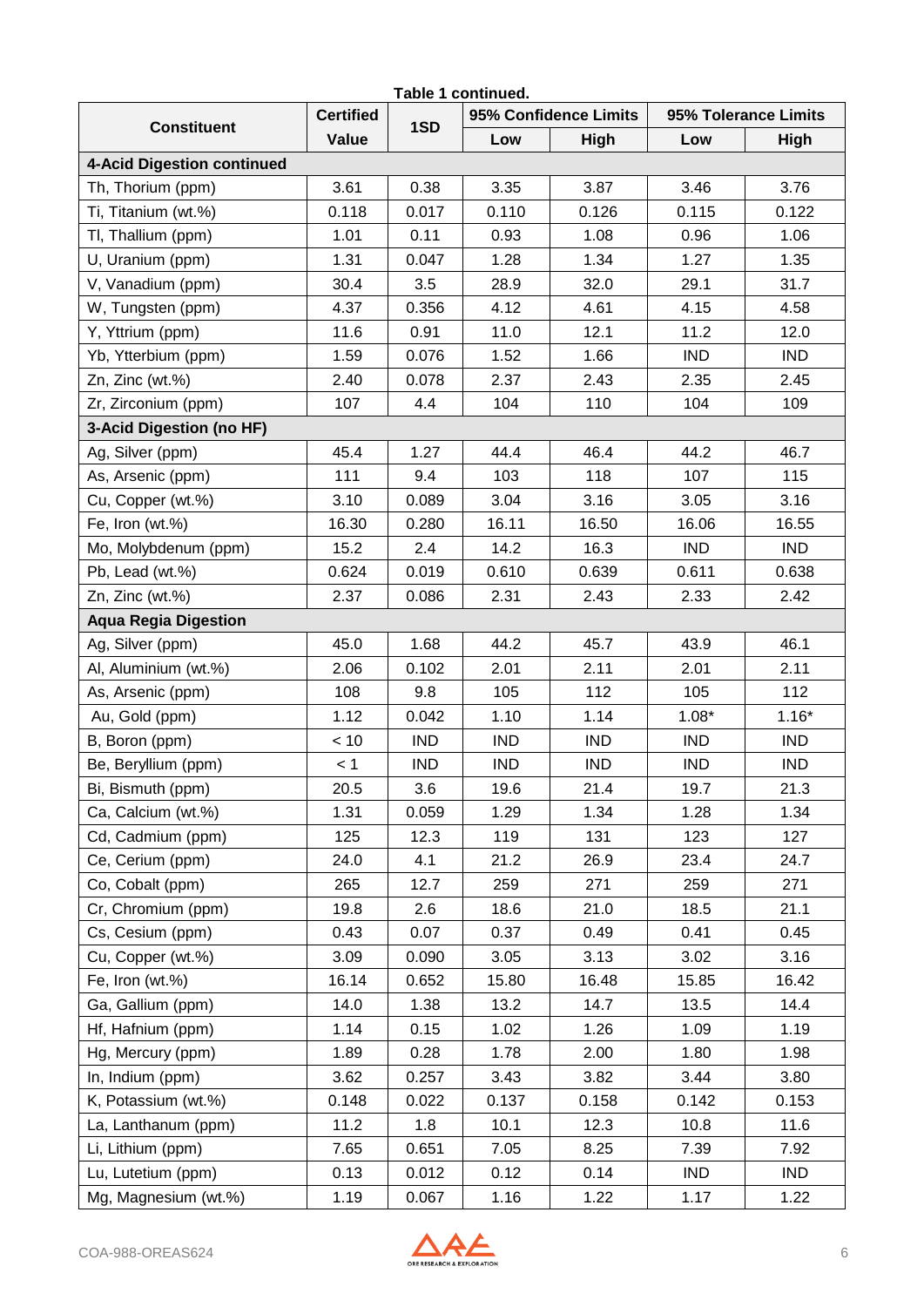**Table 1 continued.**

| Constituent | Certified Value | 1SD | 95% Confidence Limits | | 95% Tolerance Limits | |
|---|---|---|---|---|---|---|
| | | | Low | High | Low | High |
| **4-Acid Digestion continued** | | | | | | |
| Th, Thorium (ppm) | 3.61 | 0.38 | 3.35 | 3.87 | 3.46 | 3.76 |
| Ti, Titanium (wt.%) | 0.118 | 0.017 | 0.110 | 0.126 | 0.115 | 0.122 |
| Tl, Thallium (ppm) | 1.01 | 0.11 | 0.93 | 1.08 | 0.96 | 1.06 |
| U, Uranium (ppm) | 1.31 | 0.047 | 1.28 | 1.34 | 1.27 | 1.35 |
| V, Vanadium (ppm) | 30.4 | 3.5 | 28.9 | 32.0 | 29.1 | 31.7 |
| W, Tungsten (ppm) | 4.37 | 0.356 | 4.12 | 4.61 | 4.15 | 4.58 |
| Y, Yttrium (ppm) | 11.6 | 0.91 | 11.0 | 12.1 | 11.2 | 12.0 |
| Yb, Ytterbium (ppm) | 1.59 | 0.076 | 1.52 | 1.66 | IND | IND |
| Zn, Zinc (wt.%) | 2.40 | 0.078 | 2.37 | 2.43 | 2.35 | 2.45 |
| Zr, Zirconium (ppm) | 107 | 4.4 | 104 | 110 | 104 | 109 |
| **3-Acid Digestion (no HF)** | | | | | | |
| Ag, Silver (ppm) | 45.4 | 1.27 | 44.4 | 46.4 | 44.2 | 46.7 |
| As, Arsenic (ppm) | 111 | 9.4 | 103 | 118 | 107 | 115 |
| Cu, Copper (wt.%) | 3.10 | 0.089 | 3.04 | 3.16 | 3.05 | 3.16 |
| Fe, Iron (wt.%) | 16.30 | 0.280 | 16.11 | 16.50 | 16.06 | 16.55 |
| Mo, Molybdenum (ppm) | 15.2 | 2.4 | 14.2 | 16.3 | IND | IND |
| Pb, Lead (wt.%) | 0.624 | 0.019 | 0.610 | 0.639 | 0.611 | 0.638 |
| Zn, Zinc (wt.%) | 2.37 | 0.086 | 2.31 | 2.43 | 2.33 | 2.42 |
| **Aqua Regia Digestion** | | | | | | |
| Ag, Silver (ppm) | 45.0 | 1.68 | 44.2 | 45.7 | 43.9 | 46.1 |
| Al, Aluminium (wt.%) | 2.06 | 0.102 | 2.01 | 2.11 | 2.01 | 2.11 |
| As, Arsenic (ppm) | 108 | 9.8 | 105 | 112 | 105 | 112 |
| Au, Gold (ppm) | 1.12 | 0.042 | 1.10 | 1.14 | 1.08* | 1.16* |
| B, Boron (ppm) | < 10 | IND | IND | IND | IND | IND |
| Be, Beryllium (ppm) | < 1 | IND | IND | IND | IND | IND |
| Bi, Bismuth (ppm) | 20.5 | 3.6 | 19.6 | 21.4 | 19.7 | 21.3 |
| Ca, Calcium (wt.%) | 1.31 | 0.059 | 1.29 | 1.34 | 1.28 | 1.34 |
| Cd, Cadmium (ppm) | 125 | 12.3 | 119 | 131 | 123 | 127 |
| Ce, Cerium (ppm) | 24.0 | 4.1 | 21.2 | 26.9 | 23.4 | 24.7 |
| Co, Cobalt (ppm) | 265 | 12.7 | 259 | 271 | 259 | 271 |
| Cr, Chromium (ppm) | 19.8 | 2.6 | 18.6 | 21.0 | 18.5 | 21.1 |
| Cs, Cesium (ppm) | 0.43 | 0.07 | 0.37 | 0.49 | 0.41 | 0.45 |
| Cu, Copper (wt.%) | 3.09 | 0.090 | 3.05 | 3.13 | 3.02 | 3.16 |
| Fe, Iron (wt.%) | 16.14 | 0.652 | 15.80 | 16.48 | 15.85 | 16.42 |
| Ga, Gallium (ppm) | 14.0 | 1.38 | 13.2 | 14.7 | 13.5 | 14.4 |
| Hf, Hafnium (ppm) | 1.14 | 0.15 | 1.02 | 1.26 | 1.09 | 1.19 |
| Hg, Mercury (ppm) | 1.89 | 0.28 | 1.78 | 2.00 | 1.80 | 1.98 |
| In, Indium (ppm) | 3.62 | 0.257 | 3.43 | 3.82 | 3.44 | 3.80 |
| K, Potassium (wt.%) | 0.148 | 0.022 | 0.137 | 0.158 | 0.142 | 0.153 |
| La, Lanthanum (ppm) | 11.2 | 1.8 | 10.1 | 12.3 | 10.8 | 11.6 |
| Li, Lithium (ppm) | 7.65 | 0.651 | 7.05 | 8.25 | 7.39 | 7.92 |
| Lu, Lutetium (ppm) | 0.13 | 0.012 | 0.12 | 0.14 | IND | IND |
| Mg, Magnesium (wt.%) | 1.19 | 0.067 | 1.16 | 1.22 | 1.17 | 1.22 |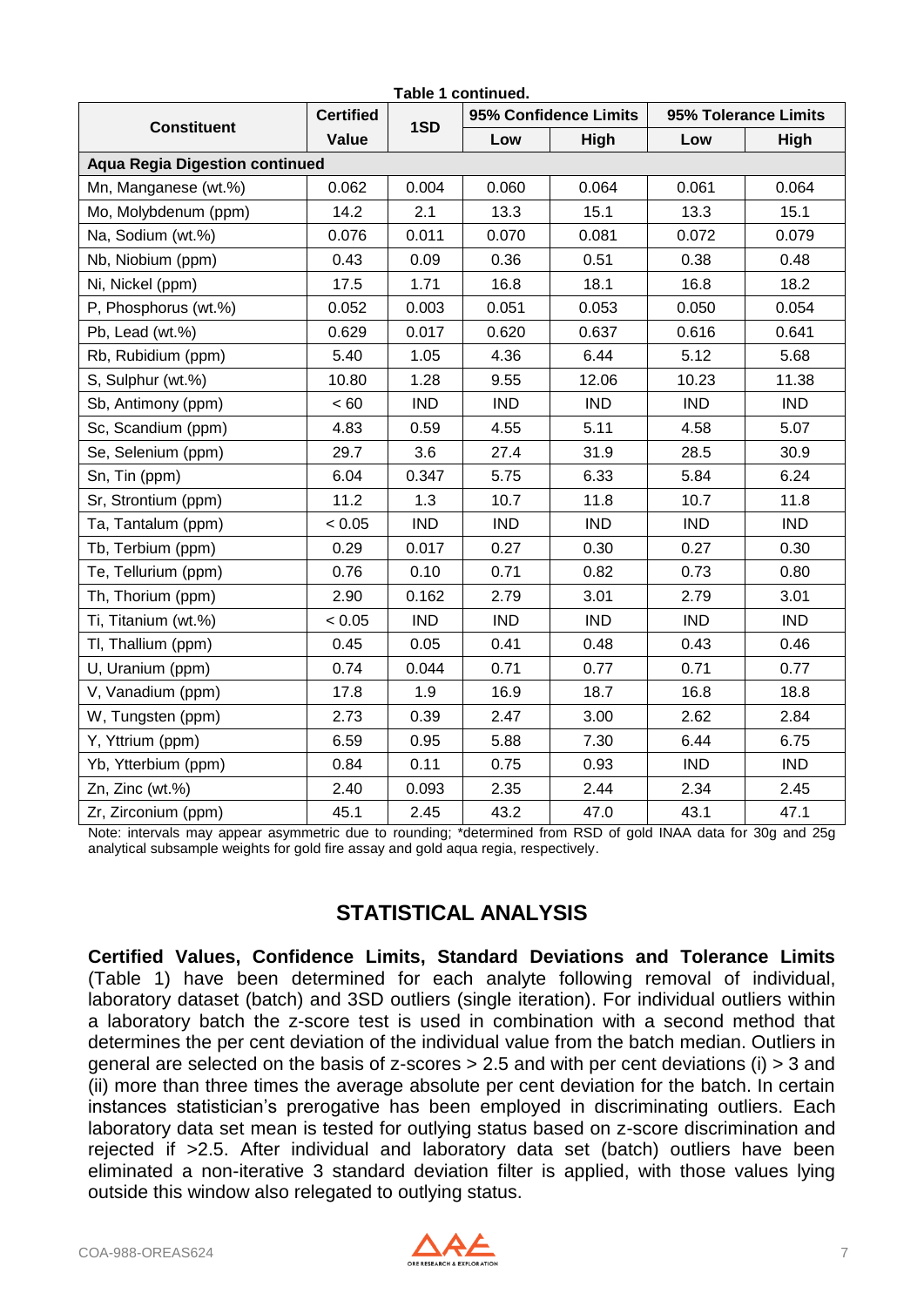**Table 1 continued.**

| Constituent | Certified Value | 1SD | 95% Confidence Limits | | 95% Tolerance Limits | |
|---|---|---|---|---|---|---|
| | | | Low | High | Low | High |
| **Aqua Regia Digestion continued** | | | | | | |
| Mn, Manganese (wt.%) | 0.062 | 0.004 | 0.060 | 0.064 | 0.061 | 0.064 |
| Mo, Molybdenum (ppm) | 14.2 | 2.1 | 13.3 | 15.1 | 13.3 | 15.1 |
| Na, Sodium (wt.%) | 0.076 | 0.011 | 0.070 | 0.081 | 0.072 | 0.079 |
| Nb, Niobium (ppm) | 0.43 | 0.09 | 0.36 | 0.51 | 0.38 | 0.48 |
| Ni, Nickel (ppm) | 17.5 | 1.71 | 16.8 | 18.1 | 16.8 | 18.2 |
| P, Phosphorus (wt.%) | 0.052 | 0.003 | 0.051 | 0.053 | 0.050 | 0.054 |
| Pb, Lead (wt.%) | 0.629 | 0.017 | 0.620 | 0.637 | 0.616 | 0.641 |
| Rb, Rubidium (ppm) | 5.40 | 1.05 | 4.36 | 6.44 | 5.12 | 5.68 |
| S, Sulphur (wt.%) | 10.80 | 1.28 | 9.55 | 12.06 | 10.23 | 11.38 |
| Sb, Antimony (ppm) | < 60 | IND | IND | IND | IND | IND |
| Sc, Scandium (ppm) | 4.83 | 0.59 | 4.55 | 5.11 | 4.58 | 5.07 |
| Se, Selenium (ppm) | 29.7 | 3.6 | 27.4 | 31.9 | 28.5 | 30.9 |
| Sn, Tin (ppm) | 6.04 | 0.347 | 5.75 | 6.33 | 5.84 | 6.24 |
| Sr, Strontium (ppm) | 11.2 | 1.3 | 10.7 | 11.8 | 10.7 | 11.8 |
| Ta, Tantalum (ppm) | < 0.05 | IND | IND | IND | IND | IND |
| Tb, Terbium (ppm) | 0.29 | 0.017 | 0.27 | 0.30 | 0.27 | 0.30 |
| Te, Tellurium (ppm) | 0.76 | 0.10 | 0.71 | 0.82 | 0.73 | 0.80 |
| Th, Thorium (ppm) | 2.90 | 0.162 | 2.79 | 3.01 | 2.79 | 3.01 |
| Ti, Titanium (wt.%) | < 0.05 | IND | IND | IND | IND | IND |
| Tl, Thallium (ppm) | 0.45 | 0.05 | 0.41 | 0.48 | 0.43 | 0.46 |
| U, Uranium (ppm) | 0.74 | 0.044 | 0.71 | 0.77 | 0.71 | 0.77 |
| V, Vanadium (ppm) | 17.8 | 1.9 | 16.9 | 18.7 | 16.8 | 18.8 |
| W, Tungsten (ppm) | 2.73 | 0.39 | 2.47 | 3.00 | 2.62 | 2.84 |
| Y, Yttrium (ppm) | 6.59 | 0.95 | 5.88 | 7.30 | 6.44 | 6.75 |
| Yb, Ytterbium (ppm) | 0.84 | 0.11 | 0.75 | 0.93 | IND | IND |
| Zn, Zinc (wt.%) | 2.40 | 0.093 | 2.35 | 2.44 | 2.34 | 2.45 |
| Zr, Zirconium (ppm) | 45.1 | 2.45 | 43.2 | 47.0 | 43.1 | 47.1 |

Note: intervals may appear asymmetric due to rounding; *determined from RSD of gold INAA data for 30g and 25g analytical subsample weights for gold fire assay and gold aqua regia, respectively.

## STATISTICAL ANALYSIS

**Certified Values, Confidence Limits, Standard Deviations and Tolerance Limits** (Table 1) have been determined for each analyte following removal of individual, laboratory dataset (batch) and 3SD outliers (single iteration). For individual outliers within a laboratory batch the z-score test is used in combination with a second method that determines the per cent deviation of the individual value from the batch median. Outliers in general are selected on the basis of z-scores > 2.5 and with per cent deviations (i) > 3 and (ii) more than three times the average absolute per cent deviation for the batch. In certain instances statistician's prerogative has been employed in discriminating outliers. Each laboratory data set mean is tested for outlying status based on z-score discrimination and rejected if >2.5. After individual and laboratory data set (batch) outliers have been eliminated a non-iterative 3 standard deviation filter is applied, with those values lying outside this window also relegated to outlying status.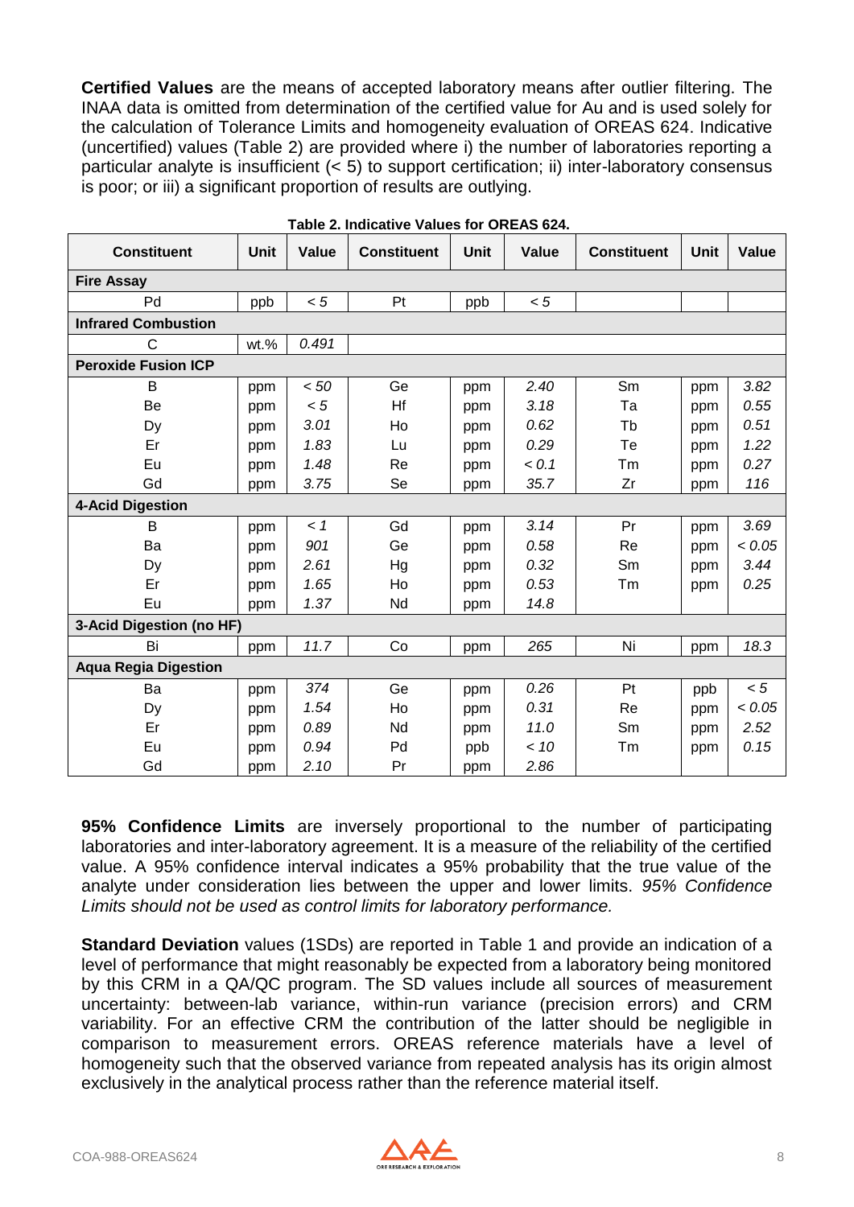**Certified Values** are the means of accepted laboratory means after outlier filtering. The INAA data is omitted from determination of the certified value for Au and is used solely for the calculation of Tolerance Limits and homogeneity evaluation of OREAS 624. Indicative (uncertified) values (Table 2) are provided where i) the number of laboratories reporting a particular analyte is insufficient (< 5) to support certification; ii) inter-laboratory consensus is poor; or iii) a significant proportion of results are outlying.

**Table 2. Indicative Values for OREAS 624.**

| Constituent | Unit | Value | Constituent | Unit | Value | Constituent | Unit | Value |
|---|---|---|---|---|---|---|---|---|
| **Fire Assay** | | | | | | | | |
| Pd | ppb | *< 5* | Pt | ppb | *< 5* | | | |
| **Infrared Combustion** | | | | | | | | |
| C | wt.% | *0.491* | | | | | | |
| **Peroxide Fusion ICP** | | | | | | | | |
| B | ppm | *< 50* | Ge | ppm | *2.40* | Sm | ppm | *3.82* |
| Be | ppm | *< 5* | Hf | ppm | *3.18* | Ta | ppm | *0.55* |
| Dy | ppm | *3.01* | Ho | ppm | *0.62* | Tb | ppm | *0.51* |
| Er | ppm | *1.83* | Lu | ppm | *0.29* | Te | ppm | *1.22* |
| Eu | ppm | *1.48* | Re | ppm | *< 0.1* | Tm | ppm | *0.27* |
| Gd | ppm | *3.75* | Se | ppm | *35.7* | Zr | ppm | *116* |
| **4-Acid Digestion** | | | | | | | | |
| B | ppm | *< 1* | Gd | ppm | *3.14* | Pr | ppm | *3.69* |
| Ba | ppm | *901* | Ge | ppm | *0.58* | Re | ppm | *< 0.05* |
| Dy | ppm | *2.61* | Hg | ppm | *0.32* | Sm | ppm | *3.44* |
| Er | ppm | *1.65* | Ho | ppm | *0.53* | Tm | ppm | *0.25* |
| Eu | ppm | *1.37* | Nd | ppm | *14.8* | | | |
| **3-Acid Digestion (no HF)** | | | | | | | | |
| Bi | ppm | *11.7* | Co | ppm | *265* | Ni | ppm | *18.3* |
| **Aqua Regia Digestion** | | | | | | | | |
| Ba | ppm | *374* | Ge | ppm | *0.26* | Pt | ppb | *< 5* |
| Dy | ppm | *1.54* | Ho | ppm | *0.31* | Re | ppm | *< 0.05* |
| Er | ppm | *0.89* | Nd | ppm | *11.0* | Sm | ppm | *2.52* |
| Eu | ppm | *0.94* | Pd | ppb | *< 10* | Tm | ppm | *0.15* |
| Gd | ppm | *2.10* | Pr | ppm | *2.86* | | | |

**95% Confidence Limits** are inversely proportional to the number of participating laboratories and inter-laboratory agreement. It is a measure of the reliability of the certified value. A 95% confidence interval indicates a 95% probability that the true value of the analyte under consideration lies between the upper and lower limits. *95% Confidence Limits should not be used as control limits for laboratory performance.*

**Standard Deviation** values (1SDs) are reported in Table 1 and provide an indication of a level of performance that might reasonably be expected from a laboratory being monitored by this CRM in a QA/QC program. The SD values include all sources of measurement uncertainty: between-lab variance, within-run variance (precision errors) and CRM variability. For an effective CRM the contribution of the latter should be negligible in comparison to measurement errors. OREAS reference materials have a level of homogeneity such that the observed variance from repeated analysis has its origin almost exclusively in the analytical process rather than the reference material itself.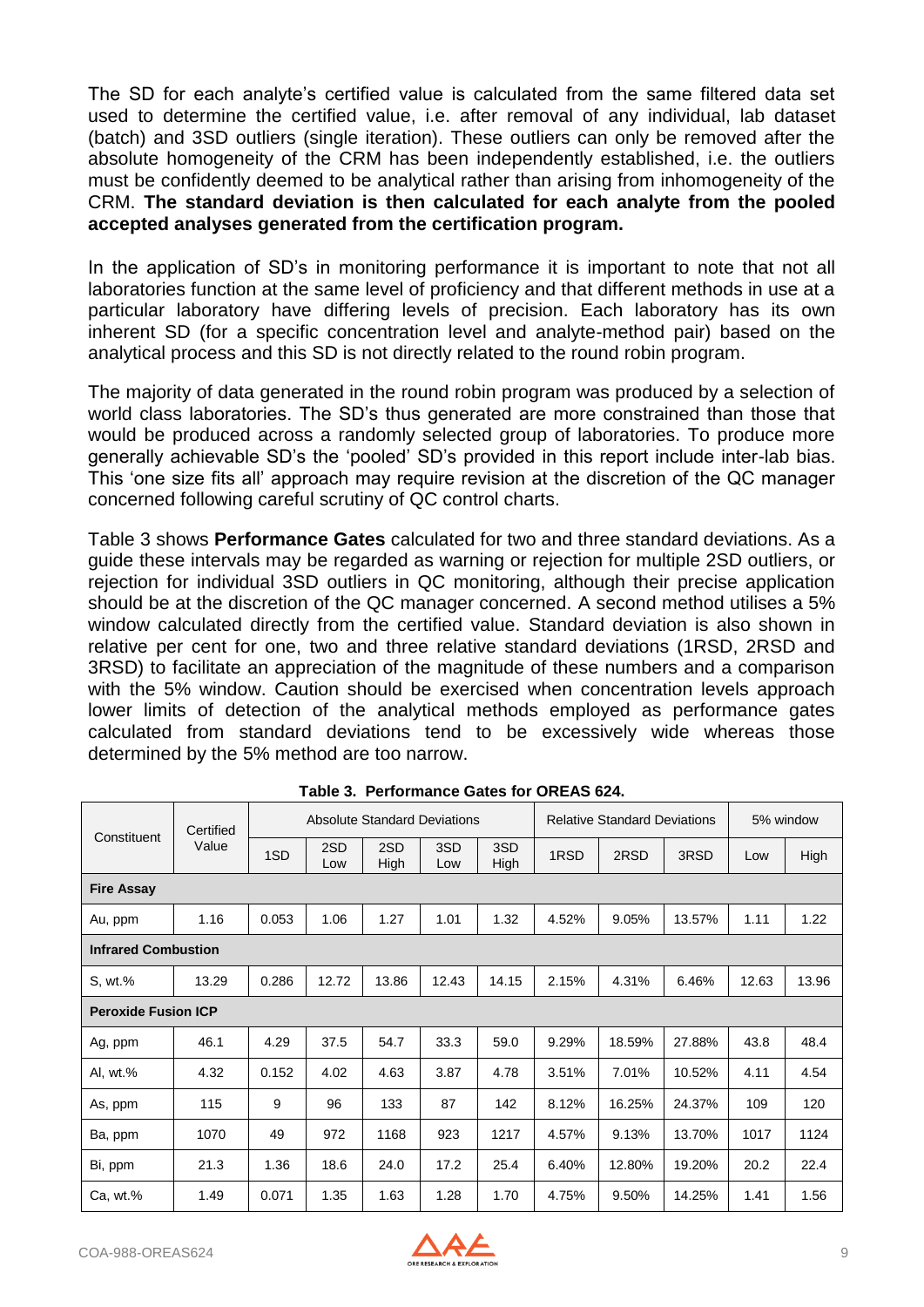The SD for each analyte's certified value is calculated from the same filtered data set used to determine the certified value, i.e. after removal of any individual, lab dataset (batch) and 3SD outliers (single iteration). These outliers can only be removed after the absolute homogeneity of the CRM has been independently established, i.e. the outliers must be confidently deemed to be analytical rather than arising from inhomogeneity of the CRM. **The standard deviation is then calculated for each analyte from the pooled accepted analyses generated from the certification program.**

In the application of SD's in monitoring performance it is important to note that not all laboratories function at the same level of proficiency and that different methods in use at a particular laboratory have differing levels of precision. Each laboratory has its own inherent SD (for a specific concentration level and analyte-method pair) based on the analytical process and this SD is not directly related to the round robin program.

The majority of data generated in the round robin program was produced by a selection of world class laboratories. The SD's thus generated are more constrained than those that would be produced across a randomly selected group of laboratories. To produce more generally achievable SD's the 'pooled' SD's provided in this report include inter-lab bias. This 'one size fits all' approach may require revision at the discretion of the QC manager concerned following careful scrutiny of QC control charts.

Table 3 shows **Performance Gates** calculated for two and three standard deviations. As a guide these intervals may be regarded as warning or rejection for multiple 2SD outliers, or rejection for individual 3SD outliers in QC monitoring, although their precise application should be at the discretion of the QC manager concerned. A second method utilises a 5% window calculated directly from the certified value. Standard deviation is also shown in relative per cent for one, two and three relative standard deviations (1RSD, 2RSD and 3RSD) to facilitate an appreciation of the magnitude of these numbers and a comparison with the 5% window. Caution should be exercised when concentration levels approach lower limits of detection of the analytical methods employed as performance gates calculated from standard deviations tend to be excessively wide whereas those determined by the 5% method are too narrow.

**Table 3. Performance Gates for OREAS 624.**

| Constituent | Certified Value | Absolute Standard Deviations | | | | | Relative Standard Deviations | | | 5% window | |
|---|---|---|---|---|---|---|---|---|---|---|---|
| | | 1SD | 2SD Low | 2SD High | 3SD Low | 3SD High | 1RSD | 2RSD | 3RSD | Low | High |
| **Fire Assay** | | | | | | | | | | | |
| Au, ppm | 1.16 | 0.053 | 1.06 | 1.27 | 1.01 | 1.32 | 4.52% | 9.05% | 13.57% | 1.11 | 1.22 |
| **Infrared Combustion** | | | | | | | | | | | |
| S, wt.% | 13.29 | 0.286 | 12.72 | 13.86 | 12.43 | 14.15 | 2.15% | 4.31% | 6.46% | 12.63 | 13.96 |
| **Peroxide Fusion ICP** | | | | | | | | | | | |
| Ag, ppm | 46.1 | 4.29 | 37.5 | 54.7 | 33.3 | 59.0 | 9.29% | 18.59% | 27.88% | 43.8 | 48.4 |
| Al, wt.% | 4.32 | 0.152 | 4.02 | 4.63 | 3.87 | 4.78 | 3.51% | 7.01% | 10.52% | 4.11 | 4.54 |
| As, ppm | 115 | 9 | 96 | 133 | 87 | 142 | 8.12% | 16.25% | 24.37% | 109 | 120 |
| Ba, ppm | 1070 | 49 | 972 | 1168 | 923 | 1217 | 4.57% | 9.13% | 13.70% | 1017 | 1124 |
| Bi, ppm | 21.3 | 1.36 | 18.6 | 24.0 | 17.2 | 25.4 | 6.40% | 12.80% | 19.20% | 20.2 | 22.4 |
| Ca, wt.% | 1.49 | 0.071 | 1.35 | 1.63 | 1.28 | 1.70 | 4.75% | 9.50% | 14.25% | 1.41 | 1.56 |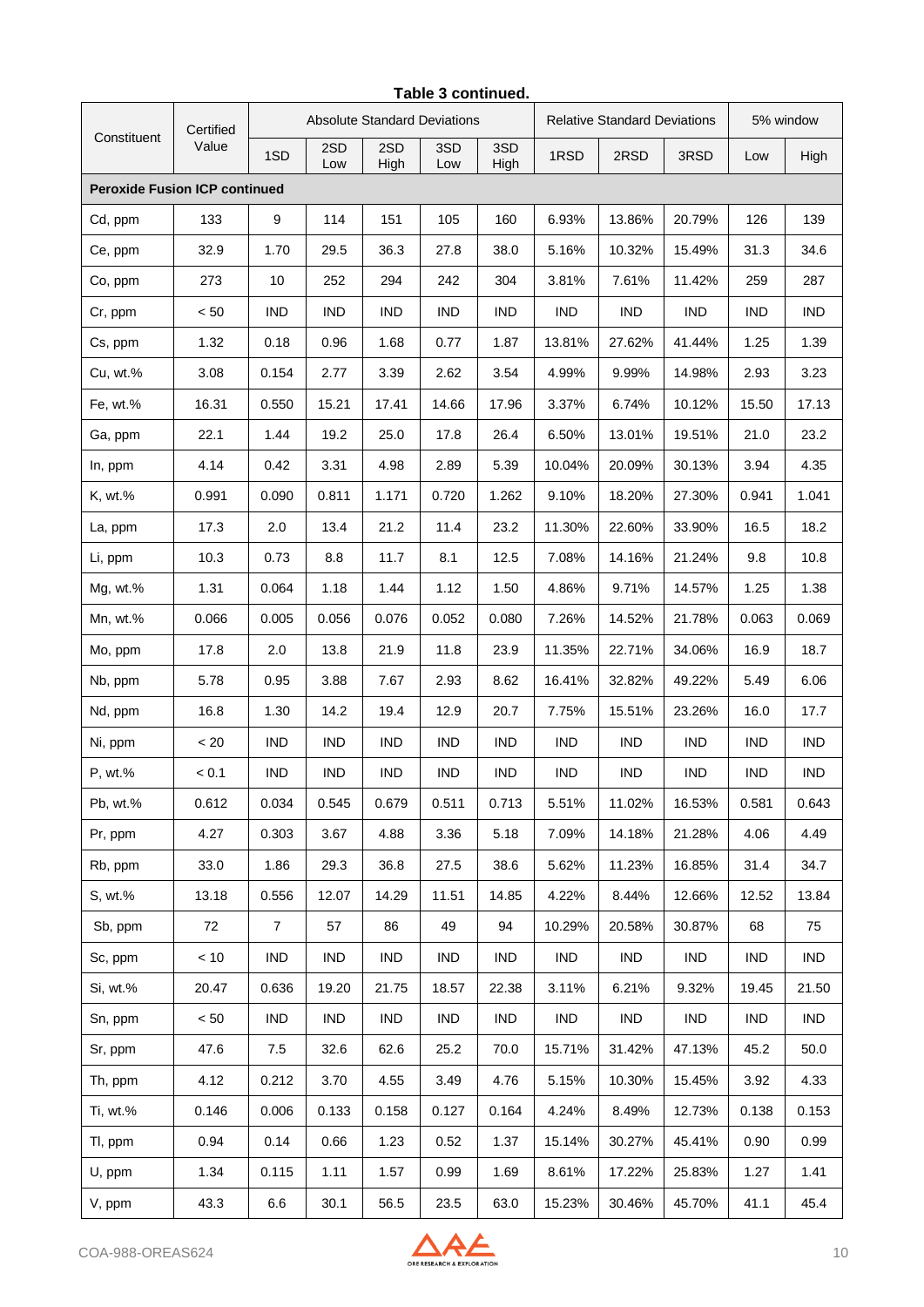**Table 3 continued.**

| Constituent | Certified Value | Absolute Standard Deviations | | | | | Relative Standard Deviations | | | 5% window | |
|---|---|---|---|---|---|---|---|---|---|---|---|
| | | 1SD | 2SD Low | 2SD High | 3SD Low | 3SD High | 1RSD | 2RSD | 3RSD | Low | High |
| **Peroxide Fusion ICP continued** | | | | | | | | | | | |
| Cd, ppm | 133 | 9 | 114 | 151 | 105 | 160 | 6.93% | 13.86% | 20.79% | 126 | 139 |
| Ce, ppm | 32.9 | 1.70 | 29.5 | 36.3 | 27.8 | 38.0 | 5.16% | 10.32% | 15.49% | 31.3 | 34.6 |
| Co, ppm | 273 | 10 | 252 | 294 | 242 | 304 | 3.81% | 7.61% | 11.42% | 259 | 287 |
| Cr, ppm | < 50 | IND | IND | IND | IND | IND | IND | IND | IND | IND | IND |
| Cs, ppm | 1.32 | 0.18 | 0.96 | 1.68 | 0.77 | 1.87 | 13.81% | 27.62% | 41.44% | 1.25 | 1.39 |
| Cu, wt.% | 3.08 | 0.154 | 2.77 | 3.39 | 2.62 | 3.54 | 4.99% | 9.99% | 14.98% | 2.93 | 3.23 |
| Fe, wt.% | 16.31 | 0.550 | 15.21 | 17.41 | 14.66 | 17.96 | 3.37% | 6.74% | 10.12% | 15.50 | 17.13 |
| Ga, ppm | 22.1 | 1.44 | 19.2 | 25.0 | 17.8 | 26.4 | 6.50% | 13.01% | 19.51% | 21.0 | 23.2 |
| In, ppm | 4.14 | 0.42 | 3.31 | 4.98 | 2.89 | 5.39 | 10.04% | 20.09% | 30.13% | 3.94 | 4.35 |
| K, wt.% | 0.991 | 0.090 | 0.811 | 1.171 | 0.720 | 1.262 | 9.10% | 18.20% | 27.30% | 0.941 | 1.041 |
| La, ppm | 17.3 | 2.0 | 13.4 | 21.2 | 11.4 | 23.2 | 11.30% | 22.60% | 33.90% | 16.5 | 18.2 |
| Li, ppm | 10.3 | 0.73 | 8.8 | 11.7 | 8.1 | 12.5 | 7.08% | 14.16% | 21.24% | 9.8 | 10.8 |
| Mg, wt.% | 1.31 | 0.064 | 1.18 | 1.44 | 1.12 | 1.50 | 4.86% | 9.71% | 14.57% | 1.25 | 1.38 |
| Mn, wt.% | 0.066 | 0.005 | 0.056 | 0.076 | 0.052 | 0.080 | 7.26% | 14.52% | 21.78% | 0.063 | 0.069 |
| Mo, ppm | 17.8 | 2.0 | 13.8 | 21.9 | 11.8 | 23.9 | 11.35% | 22.71% | 34.06% | 16.9 | 18.7 |
| Nb, ppm | 5.78 | 0.95 | 3.88 | 7.67 | 2.93 | 8.62 | 16.41% | 32.82% | 49.22% | 5.49 | 6.06 |
| Nd, ppm | 16.8 | 1.30 | 14.2 | 19.4 | 12.9 | 20.7 | 7.75% | 15.51% | 23.26% | 16.0 | 17.7 |
| Ni, ppm | < 20 | IND | IND | IND | IND | IND | IND | IND | IND | IND | IND |
| P, wt.% | < 0.1 | IND | IND | IND | IND | IND | IND | IND | IND | IND | IND |
| Pb, wt.% | 0.612 | 0.034 | 0.545 | 0.679 | 0.511 | 0.713 | 5.51% | 11.02% | 16.53% | 0.581 | 0.643 |
| Pr, ppm | 4.27 | 0.303 | 3.67 | 4.88 | 3.36 | 5.18 | 7.09% | 14.18% | 21.28% | 4.06 | 4.49 |
| Rb, ppm | 33.0 | 1.86 | 29.3 | 36.8 | 27.5 | 38.6 | 5.62% | 11.23% | 16.85% | 31.4 | 34.7 |
| S, wt.% | 13.18 | 0.556 | 12.07 | 14.29 | 11.51 | 14.85 | 4.22% | 8.44% | 12.66% | 12.52 | 13.84 |
| Sb, ppm | 72 | 7 | 57 | 86 | 49 | 94 | 10.29% | 20.58% | 30.87% | 68 | 75 |
| Sc, ppm | < 10 | IND | IND | IND | IND | IND | IND | IND | IND | IND | IND |
| Si, wt.% | 20.47 | 0.636 | 19.20 | 21.75 | 18.57 | 22.38 | 3.11% | 6.21% | 9.32% | 19.45 | 21.50 |
| Sn, ppm | < 50 | IND | IND | IND | IND | IND | IND | IND | IND | IND | IND |
| Sr, ppm | 47.6 | 7.5 | 32.6 | 62.6 | 25.2 | 70.0 | 15.71% | 31.42% | 47.13% | 45.2 | 50.0 |
| Th, ppm | 4.12 | 0.212 | 3.70 | 4.55 | 3.49 | 4.76 | 5.15% | 10.30% | 15.45% | 3.92 | 4.33 |
| Ti, wt.% | 0.146 | 0.006 | 0.133 | 0.158 | 0.127 | 0.164 | 4.24% | 8.49% | 12.73% | 0.138 | 0.153 |
| Tl, ppm | 0.94 | 0.14 | 0.66 | 1.23 | 0.52 | 1.37 | 15.14% | 30.27% | 45.41% | 0.90 | 0.99 |
| U, ppm | 1.34 | 0.115 | 1.11 | 1.57 | 0.99 | 1.69 | 8.61% | 17.22% | 25.83% | 1.27 | 1.41 |
| V, ppm | 43.3 | 6.6 | 30.1 | 56.5 | 23.5 | 63.0 | 15.23% | 30.46% | 45.70% | 41.1 | 45.4 |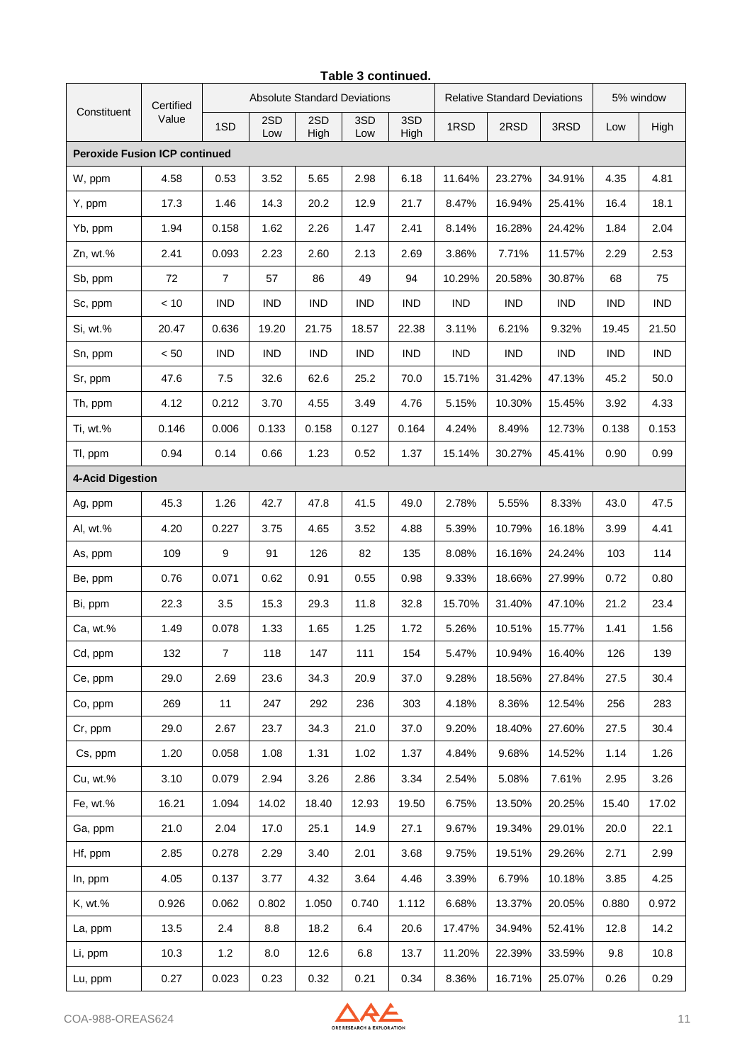**Table 3 continued.**

| Constituent | Certified Value | Absolute Standard Deviations | | | | | Relative Standard Deviations | | | 5% window | |
|---|---|---|---|---|---|---|---|---|---|---|---|
| | | 1SD | 2SD Low | 2SD High | 3SD Low | 3SD High | 1RSD | 2RSD | 3RSD | Low | High |
| **Peroxide Fusion ICP continued** | | | | | | | | | | | |
| W, ppm | 4.58 | 0.53 | 3.52 | 5.65 | 2.98 | 6.18 | 11.64% | 23.27% | 34.91% | 4.35 | 4.81 |
| Y, ppm | 17.3 | 1.46 | 14.3 | 20.2 | 12.9 | 21.7 | 8.47% | 16.94% | 25.41% | 16.4 | 18.1 |
| Yb, ppm | 1.94 | 0.158 | 1.62 | 2.26 | 1.47 | 2.41 | 8.14% | 16.28% | 24.42% | 1.84 | 2.04 |
| Zn, wt.% | 2.41 | 0.093 | 2.23 | 2.60 | 2.13 | 2.69 | 3.86% | 7.71% | 11.57% | 2.29 | 2.53 |
| Sb, ppm | 72 | 7 | 57 | 86 | 49 | 94 | 10.29% | 20.58% | 30.87% | 68 | 75 |
| Sc, ppm | < 10 | IND | IND | IND | IND | IND | IND | IND | IND | IND | IND |
| Si, wt.% | 20.47 | 0.636 | 19.20 | 21.75 | 18.57 | 22.38 | 3.11% | 6.21% | 9.32% | 19.45 | 21.50 |
| Sn, ppm | < 50 | IND | IND | IND | IND | IND | IND | IND | IND | IND | IND |
| Sr, ppm | 47.6 | 7.5 | 32.6 | 62.6 | 25.2 | 70.0 | 15.71% | 31.42% | 47.13% | 45.2 | 50.0 |
| Th, ppm | 4.12 | 0.212 | 3.70 | 4.55 | 3.49 | 4.76 | 5.15% | 10.30% | 15.45% | 3.92 | 4.33 |
| Ti, wt.% | 0.146 | 0.006 | 0.133 | 0.158 | 0.127 | 0.164 | 4.24% | 8.49% | 12.73% | 0.138 | 0.153 |
| Tl, ppm | 0.94 | 0.14 | 0.66 | 1.23 | 0.52 | 1.37 | 15.14% | 30.27% | 45.41% | 0.90 | 0.99 |
| **4-Acid Digestion** | | | | | | | | | | | |
| Ag, ppm | 45.3 | 1.26 | 42.7 | 47.8 | 41.5 | 49.0 | 2.78% | 5.55% | 8.33% | 43.0 | 47.5 |
| Al, wt.% | 4.20 | 0.227 | 3.75 | 4.65 | 3.52 | 4.88 | 5.39% | 10.79% | 16.18% | 3.99 | 4.41 |
| As, ppm | 109 | 9 | 91 | 126 | 82 | 135 | 8.08% | 16.16% | 24.24% | 103 | 114 |
| Be, ppm | 0.76 | 0.071 | 0.62 | 0.91 | 0.55 | 0.98 | 9.33% | 18.66% | 27.99% | 0.72 | 0.80 |
| Bi, ppm | 22.3 | 3.5 | 15.3 | 29.3 | 11.8 | 32.8 | 15.70% | 31.40% | 47.10% | 21.2 | 23.4 |
| Ca, wt.% | 1.49 | 0.078 | 1.33 | 1.65 | 1.25 | 1.72 | 5.26% | 10.51% | 15.77% | 1.41 | 1.56 |
| Cd, ppm | 132 | 7 | 118 | 147 | 111 | 154 | 5.47% | 10.94% | 16.40% | 126 | 139 |
| Ce, ppm | 29.0 | 2.69 | 23.6 | 34.3 | 20.9 | 37.0 | 9.28% | 18.56% | 27.84% | 27.5 | 30.4 |
| Co, ppm | 269 | 11 | 247 | 292 | 236 | 303 | 4.18% | 8.36% | 12.54% | 256 | 283 |
| Cr, ppm | 29.0 | 2.67 | 23.7 | 34.3 | 21.0 | 37.0 | 9.20% | 18.40% | 27.60% | 27.5 | 30.4 |
| Cs, ppm | 1.20 | 0.058 | 1.08 | 1.31 | 1.02 | 1.37 | 4.84% | 9.68% | 14.52% | 1.14 | 1.26 |
| Cu, wt.% | 3.10 | 0.079 | 2.94 | 3.26 | 2.86 | 3.34 | 2.54% | 5.08% | 7.61% | 2.95 | 3.26 |
| Fe, wt.% | 16.21 | 1.094 | 14.02 | 18.40 | 12.93 | 19.50 | 6.75% | 13.50% | 20.25% | 15.40 | 17.02 |
| Ga, ppm | 21.0 | 2.04 | 17.0 | 25.1 | 14.9 | 27.1 | 9.67% | 19.34% | 29.01% | 20.0 | 22.1 |
| Hf, ppm | 2.85 | 0.278 | 2.29 | 3.40 | 2.01 | 3.68 | 9.75% | 19.51% | 29.26% | 2.71 | 2.99 |
| In, ppm | 4.05 | 0.137 | 3.77 | 4.32 | 3.64 | 4.46 | 3.39% | 6.79% | 10.18% | 3.85 | 4.25 |
| K, wt.% | 0.926 | 0.062 | 0.802 | 1.050 | 0.740 | 1.112 | 6.68% | 13.37% | 20.05% | 0.880 | 0.972 |
| La, ppm | 13.5 | 2.4 | 8.8 | 18.2 | 6.4 | 20.6 | 17.47% | 34.94% | 52.41% | 12.8 | 14.2 |
| Li, ppm | 10.3 | 1.2 | 8.0 | 12.6 | 6.8 | 13.7 | 11.20% | 22.39% | 33.59% | 9.8 | 10.8 |
| Lu, ppm | 0.27 | 0.023 | 0.23 | 0.32 | 0.21 | 0.34 | 8.36% | 16.71% | 25.07% | 0.26 | 0.29 |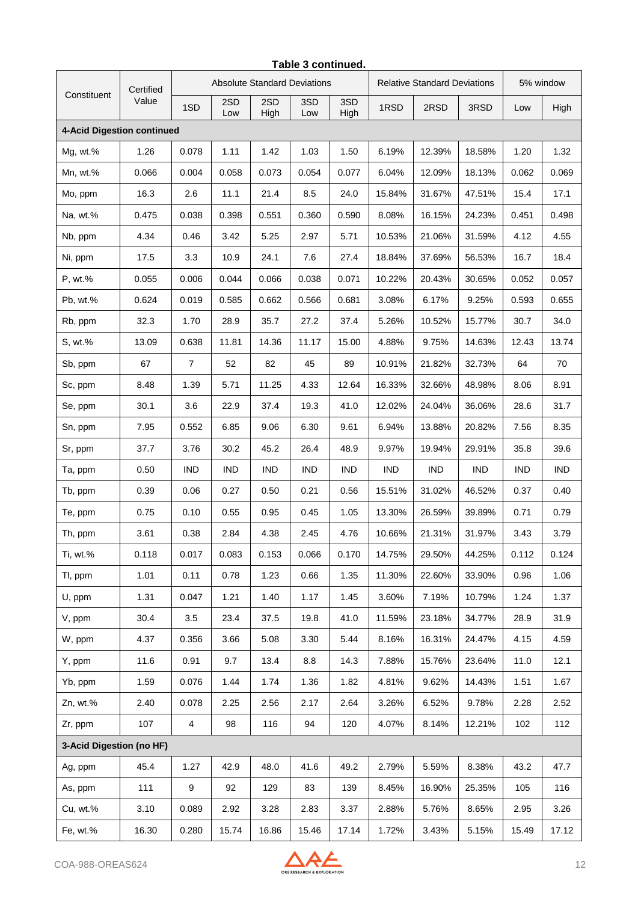**Table 3 continued.**

| Constituent | Certified Value | Absolute Standard Deviations | | | | | Relative Standard Deviations | | | 5% window | |
|---|---|---|---|---|---|---|---|---|---|---|---|
| | | 1SD | 2SD Low | 2SD High | 3SD Low | 3SD High | 1RSD | 2RSD | 3RSD | Low | High |
| **4-Acid Digestion continued** | | | | | | | | | | | |
| Mg, wt.% | 1.26 | 0.078 | 1.11 | 1.42 | 1.03 | 1.50 | 6.19% | 12.39% | 18.58% | 1.20 | 1.32 |
| Mn, wt.% | 0.066 | 0.004 | 0.058 | 0.073 | 0.054 | 0.077 | 6.04% | 12.09% | 18.13% | 0.062 | 0.069 |
| Mo, ppm | 16.3 | 2.6 | 11.1 | 21.4 | 8.5 | 24.0 | 15.84% | 31.67% | 47.51% | 15.4 | 17.1 |
| Na, wt.% | 0.475 | 0.038 | 0.398 | 0.551 | 0.360 | 0.590 | 8.08% | 16.15% | 24.23% | 0.451 | 0.498 |
| Nb, ppm | 4.34 | 0.46 | 3.42 | 5.25 | 2.97 | 5.71 | 10.53% | 21.06% | 31.59% | 4.12 | 4.55 |
| Ni, ppm | 17.5 | 3.3 | 10.9 | 24.1 | 7.6 | 27.4 | 18.84% | 37.69% | 56.53% | 16.7 | 18.4 |
| P, wt.% | 0.055 | 0.006 | 0.044 | 0.066 | 0.038 | 0.071 | 10.22% | 20.43% | 30.65% | 0.052 | 0.057 |
| Pb, wt.% | 0.624 | 0.019 | 0.585 | 0.662 | 0.566 | 0.681 | 3.08% | 6.17% | 9.25% | 0.593 | 0.655 |
| Rb, ppm | 32.3 | 1.70 | 28.9 | 35.7 | 27.2 | 37.4 | 5.26% | 10.52% | 15.77% | 30.7 | 34.0 |
| S, wt.% | 13.09 | 0.638 | 11.81 | 14.36 | 11.17 | 15.00 | 4.88% | 9.75% | 14.63% | 12.43 | 13.74 |
| Sb, ppm | 67 | 7 | 52 | 82 | 45 | 89 | 10.91% | 21.82% | 32.73% | 64 | 70 |
| Sc, ppm | 8.48 | 1.39 | 5.71 | 11.25 | 4.33 | 12.64 | 16.33% | 32.66% | 48.98% | 8.06 | 8.91 |
| Se, ppm | 30.1 | 3.6 | 22.9 | 37.4 | 19.3 | 41.0 | 12.02% | 24.04% | 36.06% | 28.6 | 31.7 |
| Sn, ppm | 7.95 | 0.552 | 6.85 | 9.06 | 6.30 | 9.61 | 6.94% | 13.88% | 20.82% | 7.56 | 8.35 |
| Sr, ppm | 37.7 | 3.76 | 30.2 | 45.2 | 26.4 | 48.9 | 9.97% | 19.94% | 29.91% | 35.8 | 39.6 |
| Ta, ppm | 0.50 | IND | IND | IND | IND | IND | IND | IND | IND | IND | IND |
| Tb, ppm | 0.39 | 0.06 | 0.27 | 0.50 | 0.21 | 0.56 | 15.51% | 31.02% | 46.52% | 0.37 | 0.40 |
| Te, ppm | 0.75 | 0.10 | 0.55 | 0.95 | 0.45 | 1.05 | 13.30% | 26.59% | 39.89% | 0.71 | 0.79 |
| Th, ppm | 3.61 | 0.38 | 2.84 | 4.38 | 2.45 | 4.76 | 10.66% | 21.31% | 31.97% | 3.43 | 3.79 |
| Ti, wt.% | 0.118 | 0.017 | 0.083 | 0.153 | 0.066 | 0.170 | 14.75% | 29.50% | 44.25% | 0.112 | 0.124 |
| Tl, ppm | 1.01 | 0.11 | 0.78 | 1.23 | 0.66 | 1.35 | 11.30% | 22.60% | 33.90% | 0.96 | 1.06 |
| U, ppm | 1.31 | 0.047 | 1.21 | 1.40 | 1.17 | 1.45 | 3.60% | 7.19% | 10.79% | 1.24 | 1.37 |
| V, ppm | 30.4 | 3.5 | 23.4 | 37.5 | 19.8 | 41.0 | 11.59% | 23.18% | 34.77% | 28.9 | 31.9 |
| W, ppm | 4.37 | 0.356 | 3.66 | 5.08 | 3.30 | 5.44 | 8.16% | 16.31% | 24.47% | 4.15 | 4.59 |
| Y, ppm | 11.6 | 0.91 | 9.7 | 13.4 | 8.8 | 14.3 | 7.88% | 15.76% | 23.64% | 11.0 | 12.1 |
| Yb, ppm | 1.59 | 0.076 | 1.44 | 1.74 | 1.36 | 1.82 | 4.81% | 9.62% | 14.43% | 1.51 | 1.67 |
| Zn, wt.% | 2.40 | 0.078 | 2.25 | 2.56 | 2.17 | 2.64 | 3.26% | 6.52% | 9.78% | 2.28 | 2.52 |
| Zr, ppm | 107 | 4 | 98 | 116 | 94 | 120 | 4.07% | 8.14% | 12.21% | 102 | 112 |
| **3-Acid Digestion (no HF)** | | | | | | | | | | | |
| Ag, ppm | 45.4 | 1.27 | 42.9 | 48.0 | 41.6 | 49.2 | 2.79% | 5.59% | 8.38% | 43.2 | 47.7 |
| As, ppm | 111 | 9 | 92 | 129 | 83 | 139 | 8.45% | 16.90% | 25.35% | 105 | 116 |
| Cu, wt.% | 3.10 | 0.089 | 2.92 | 3.28 | 2.83 | 3.37 | 2.88% | 5.76% | 8.65% | 2.95 | 3.26 |
| Fe, wt.% | 16.30 | 0.280 | 15.74 | 16.86 | 15.46 | 17.14 | 1.72% | 3.43% | 5.15% | 15.49 | 17.12 |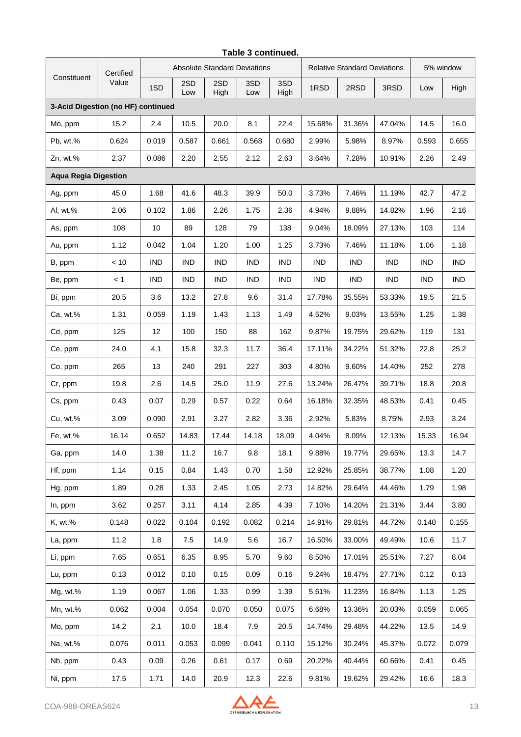**Table 3 continued.**

| Constituent | Certified Value | Absolute Standard Deviations | | | | | Relative Standard Deviations | | | 5% window | |
|---|---|---|---|---|---|---|---|---|---|---|---|
| | | 1SD | 2SD Low | 2SD High | 3SD Low | 3SD High | 1RSD | 2RSD | 3RSD | Low | High |
| **3-Acid Digestion (no HF) continued** | | | | | | | | | | | |
| Mo, ppm | 15.2 | 2.4 | 10.5 | 20.0 | 8.1 | 22.4 | 15.68% | 31.36% | 47.04% | 14.5 | 16.0 |
| Pb, wt.% | 0.624 | 0.019 | 0.587 | 0.661 | 0.568 | 0.680 | 2.99% | 5.98% | 8.97% | 0.593 | 0.655 |
| Zn, wt.% | 2.37 | 0.086 | 2.20 | 2.55 | 2.12 | 2.63 | 3.64% | 7.28% | 10.91% | 2.26 | 2.49 |
| **Aqua Regia Digestion** | | | | | | | | | | | |
| Ag, ppm | 45.0 | 1.68 | 41.6 | 48.3 | 39.9 | 50.0 | 3.73% | 7.46% | 11.19% | 42.7 | 47.2 |
| Al, wt.% | 2.06 | 0.102 | 1.86 | 2.26 | 1.75 | 2.36 | 4.94% | 9.88% | 14.82% | 1.96 | 2.16 |
| As, ppm | 108 | 10 | 89 | 128 | 79 | 138 | 9.04% | 18.09% | 27.13% | 103 | 114 |
| Au, ppm | 1.12 | 0.042 | 1.04 | 1.20 | 1.00 | 1.25 | 3.73% | 7.46% | 11.18% | 1.06 | 1.18 |
| B, ppm | < 10 | IND | IND | IND | IND | IND | IND | IND | IND | IND | IND |
| Be, ppm | < 1 | IND | IND | IND | IND | IND | IND | IND | IND | IND | IND |
| Bi, ppm | 20.5 | 3.6 | 13.2 | 27.8 | 9.6 | 31.4 | 17.78% | 35.55% | 53.33% | 19.5 | 21.5 |
| Ca, wt.% | 1.31 | 0.059 | 1.19 | 1.43 | 1.13 | 1.49 | 4.52% | 9.03% | 13.55% | 1.25 | 1.38 |
| Cd, ppm | 125 | 12 | 100 | 150 | 88 | 162 | 9.87% | 19.75% | 29.62% | 119 | 131 |
| Ce, ppm | 24.0 | 4.1 | 15.8 | 32.3 | 11.7 | 36.4 | 17.11% | 34.22% | 51.32% | 22.8 | 25.2 |
| Co, ppm | 265 | 13 | 240 | 291 | 227 | 303 | 4.80% | 9.60% | 14.40% | 252 | 278 |
| Cr, ppm | 19.8 | 2.6 | 14.5 | 25.0 | 11.9 | 27.6 | 13.24% | 26.47% | 39.71% | 18.8 | 20.8 |
| Cs, ppm | 0.43 | 0.07 | 0.29 | 0.57 | 0.22 | 0.64 | 16.18% | 32.35% | 48.53% | 0.41 | 0.45 |
| Cu, wt.% | 3.09 | 0.090 | 2.91 | 3.27 | 2.82 | 3.36 | 2.92% | 5.83% | 8.75% | 2.93 | 3.24 |
| Fe, wt.% | 16.14 | 0.652 | 14.83 | 17.44 | 14.18 | 18.09 | 4.04% | 8.09% | 12.13% | 15.33 | 16.94 |
| Ga, ppm | 14.0 | 1.38 | 11.2 | 16.7 | 9.8 | 18.1 | 9.88% | 19.77% | 29.65% | 13.3 | 14.7 |
| Hf, ppm | 1.14 | 0.15 | 0.84 | 1.43 | 0.70 | 1.58 | 12.92% | 25.85% | 38.77% | 1.08 | 1.20 |
| Hg, ppm | 1.89 | 0.28 | 1.33 | 2.45 | 1.05 | 2.73 | 14.82% | 29.64% | 44.46% | 1.79 | 1.98 |
| In, ppm | 3.62 | 0.257 | 3.11 | 4.14 | 2.85 | 4.39 | 7.10% | 14.20% | 21.31% | 3.44 | 3.80 |
| K, wt.% | 0.148 | 0.022 | 0.104 | 0.192 | 0.082 | 0.214 | 14.91% | 29.81% | 44.72% | 0.140 | 0.155 |
| La, ppm | 11.2 | 1.8 | 7.5 | 14.9 | 5.6 | 16.7 | 16.50% | 33.00% | 49.49% | 10.6 | 11.7 |
| Li, ppm | 7.65 | 0.651 | 6.35 | 8.95 | 5.70 | 9.60 | 8.50% | 17.01% | 25.51% | 7.27 | 8.04 |
| Lu, ppm | 0.13 | 0.012 | 0.10 | 0.15 | 0.09 | 0.16 | 9.24% | 18.47% | 27.71% | 0.12 | 0.13 |
| Mg, wt.% | 1.19 | 0.067 | 1.06 | 1.33 | 0.99 | 1.39 | 5.61% | 11.23% | 16.84% | 1.13 | 1.25 |
| Mn, wt.% | 0.062 | 0.004 | 0.054 | 0.070 | 0.050 | 0.075 | 6.68% | 13.36% | 20.03% | 0.059 | 0.065 |
| Mo, ppm | 14.2 | 2.1 | 10.0 | 18.4 | 7.9 | 20.5 | 14.74% | 29.48% | 44.22% | 13.5 | 14.9 |
| Na, wt.% | 0.076 | 0.011 | 0.053 | 0.099 | 0.041 | 0.110 | 15.12% | 30.24% | 45.37% | 0.072 | 0.079 |
| Nb, ppm | 0.43 | 0.09 | 0.26 | 0.61 | 0.17 | 0.69 | 20.22% | 40.44% | 60.66% | 0.41 | 0.45 |
| Ni, ppm | 17.5 | 1.71 | 14.0 | 20.9 | 12.3 | 22.6 | 9.81% | 19.62% | 29.42% | 16.6 | 18.3 |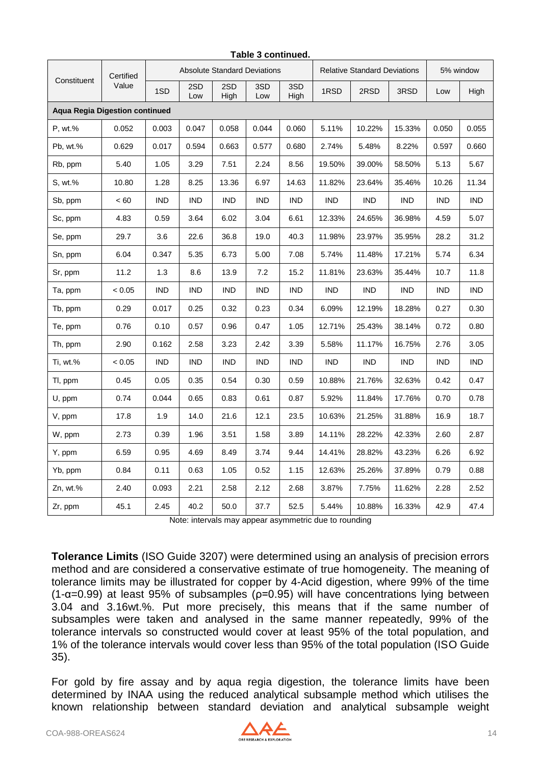**Table 3 continued.**

| Constituent | Certified Value | Absolute Standard Deviations | | | | | Relative Standard Deviations | | | 5% window | |
|---|---|---|---|---|---|---|---|---|---|---|---|
| | | 1SD | 2SD Low | 2SD High | 3SD Low | 3SD High | 1RSD | 2RSD | 3RSD | Low | High |
| **Aqua Regia Digestion continued** | | | | | | | | | | | |
| P, wt.% | 0.052 | 0.003 | 0.047 | 0.058 | 0.044 | 0.060 | 5.11% | 10.22% | 15.33% | 0.050 | 0.055 |
| Pb, wt.% | 0.629 | 0.017 | 0.594 | 0.663 | 0.577 | 0.680 | 2.74% | 5.48% | 8.22% | 0.597 | 0.660 |
| Rb, ppm | 5.40 | 1.05 | 3.29 | 7.51 | 2.24 | 8.56 | 19.50% | 39.00% | 58.50% | 5.13 | 5.67 |
| S, wt.% | 10.80 | 1.28 | 8.25 | 13.36 | 6.97 | 14.63 | 11.82% | 23.64% | 35.46% | 10.26 | 11.34 |
| Sb, ppm | < 60 | IND | IND | IND | IND | IND | IND | IND | IND | IND | IND |
| Sc, ppm | 4.83 | 0.59 | 3.64 | 6.02 | 3.04 | 6.61 | 12.33% | 24.65% | 36.98% | 4.59 | 5.07 |
| Se, ppm | 29.7 | 3.6 | 22.6 | 36.8 | 19.0 | 40.3 | 11.98% | 23.97% | 35.95% | 28.2 | 31.2 |
| Sn, ppm | 6.04 | 0.347 | 5.35 | 6.73 | 5.00 | 7.08 | 5.74% | 11.48% | 17.21% | 5.74 | 6.34 |
| Sr, ppm | 11.2 | 1.3 | 8.6 | 13.9 | 7.2 | 15.2 | 11.81% | 23.63% | 35.44% | 10.7 | 11.8 |
| Ta, ppm | < 0.05 | IND | IND | IND | IND | IND | IND | IND | IND | IND | IND |
| Tb, ppm | 0.29 | 0.017 | 0.25 | 0.32 | 0.23 | 0.34 | 6.09% | 12.19% | 18.28% | 0.27 | 0.30 |
| Te, ppm | 0.76 | 0.10 | 0.57 | 0.96 | 0.47 | 1.05 | 12.71% | 25.43% | 38.14% | 0.72 | 0.80 |
| Th, ppm | 2.90 | 0.162 | 2.58 | 3.23 | 2.42 | 3.39 | 5.58% | 11.17% | 16.75% | 2.76 | 3.05 |
| Ti, wt.% | < 0.05 | IND | IND | IND | IND | IND | IND | IND | IND | IND | IND |
| Tl, ppm | 0.45 | 0.05 | 0.35 | 0.54 | 0.30 | 0.59 | 10.88% | 21.76% | 32.63% | 0.42 | 0.47 |
| U, ppm | 0.74 | 0.044 | 0.65 | 0.83 | 0.61 | 0.87 | 5.92% | 11.84% | 17.76% | 0.70 | 0.78 |
| V, ppm | 17.8 | 1.9 | 14.0 | 21.6 | 12.1 | 23.5 | 10.63% | 21.25% | 31.88% | 16.9 | 18.7 |
| W, ppm | 2.73 | 0.39 | 1.96 | 3.51 | 1.58 | 3.89 | 14.11% | 28.22% | 42.33% | 2.60 | 2.87 |
| Y, ppm | 6.59 | 0.95 | 4.69 | 8.49 | 3.74 | 9.44 | 14.41% | 28.82% | 43.23% | 6.26 | 6.92 |
| Yb, ppm | 0.84 | 0.11 | 0.63 | 1.05 | 0.52 | 1.15 | 12.63% | 25.26% | 37.89% | 0.79 | 0.88 |
| Zn, wt.% | 2.40 | 0.093 | 2.21 | 2.58 | 2.12 | 2.68 | 3.87% | 7.75% | 11.62% | 2.28 | 2.52 |
| Zr, ppm | 45.1 | 2.45 | 40.2 | 50.0 | 37.7 | 52.5 | 5.44% | 10.88% | 16.33% | 42.9 | 47.4 |

Note: intervals may appear asymmetric due to rounding

**Tolerance Limits** (ISO Guide 3207) were determined using an analysis of precision errors method and are considered a conservative estimate of true homogeneity. The meaning of tolerance limits may be illustrated for copper by 4-Acid digestion, where 99% of the time ($1-\alpha=0.99$) at least 95% of subsamples ($\rho=0.95$) will have concentrations lying between 3.04 and 3.16wt.%. Put more precisely, this means that if the same number of subsamples were taken and analysed in the same manner repeatedly, 99% of the tolerance intervals so constructed would cover at least 95% of the total population, and 1% of the tolerance intervals would cover less than 95% of the total population (ISO Guide 35).

For gold by fire assay and by aqua regia digestion, the tolerance limits have been determined by INAA using the reduced analytical subsample method which utilises the known relationship between standard deviation and analytical subsample weight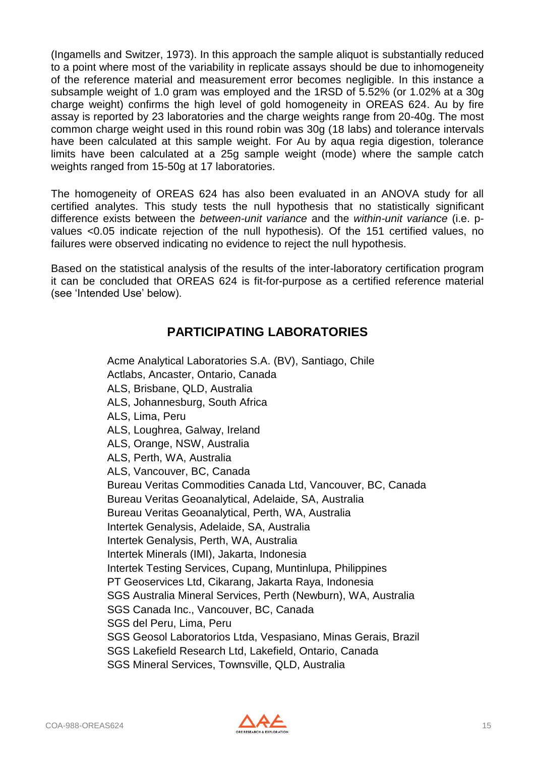(Ingamells and Switzer, 1973). In this approach the sample aliquot is substantially reduced to a point where most of the variability in replicate assays should be due to inhomogeneity of the reference material and measurement error becomes negligible. In this instance a subsample weight of 1.0 gram was employed and the 1RSD of 5.52% (or 1.02% at a 30g charge weight) confirms the high level of gold homogeneity in OREAS 624. Au by fire assay is reported by 23 laboratories and the charge weights range from 20-40g. The most common charge weight used in this round robin was 30g (18 labs) and tolerance intervals have been calculated at this sample weight. For Au by aqua regia digestion, tolerance limits have been calculated at a 25g sample weight (mode) where the sample catch weights ranged from 15-50g at 17 laboratories.

The homogeneity of OREAS 624 has also been evaluated in an ANOVA study for all certified analytes. This study tests the null hypothesis that no statistically significant difference exists between the *between-unit variance* and the *within-unit variance* (i.e. p-values <0.05 indicate rejection of the null hypothesis). Of the 151 certified values, no failures were observed indicating no evidence to reject the null hypothesis.

Based on the statistical analysis of the results of the inter-laboratory certification program it can be concluded that OREAS 624 is fit-for-purpose as a certified reference material (see 'Intended Use' below).

## PARTICIPATING LABORATORIES

Acme Analytical Laboratories S.A. (BV), Santiago, Chile
Actlabs, Ancaster, Ontario, Canada
ALS, Brisbane, QLD, Australia
ALS, Johannesburg, South Africa
ALS, Lima, Peru
ALS, Loughrea, Galway, Ireland
ALS, Orange, NSW, Australia
ALS, Perth, WA, Australia
ALS, Vancouver, BC, Canada
Bureau Veritas Commodities Canada Ltd, Vancouver, BC, Canada
Bureau Veritas Geoanalytical, Adelaide, SA, Australia
Bureau Veritas Geoanalytical, Perth, WA, Australia
Intertek Genalysis, Adelaide, SA, Australia
Intertek Genalysis, Perth, WA, Australia
Intertek Minerals (IMI), Jakarta, Indonesia
Intertek Testing Services, Cupang, Muntinlupa, Philippines
PT Geoservices Ltd, Cikarang, Jakarta Raya, Indonesia
SGS Australia Mineral Services, Perth (Newburn), WA, Australia
SGS Canada Inc., Vancouver, BC, Canada
SGS del Peru, Lima, Peru
SGS Geosol Laboratorios Ltda, Vespasiano, Minas Gerais, Brazil
SGS Lakefield Research Ltd, Lakefield, Ontario, Canada
SGS Mineral Services, Townsville, QLD, Australia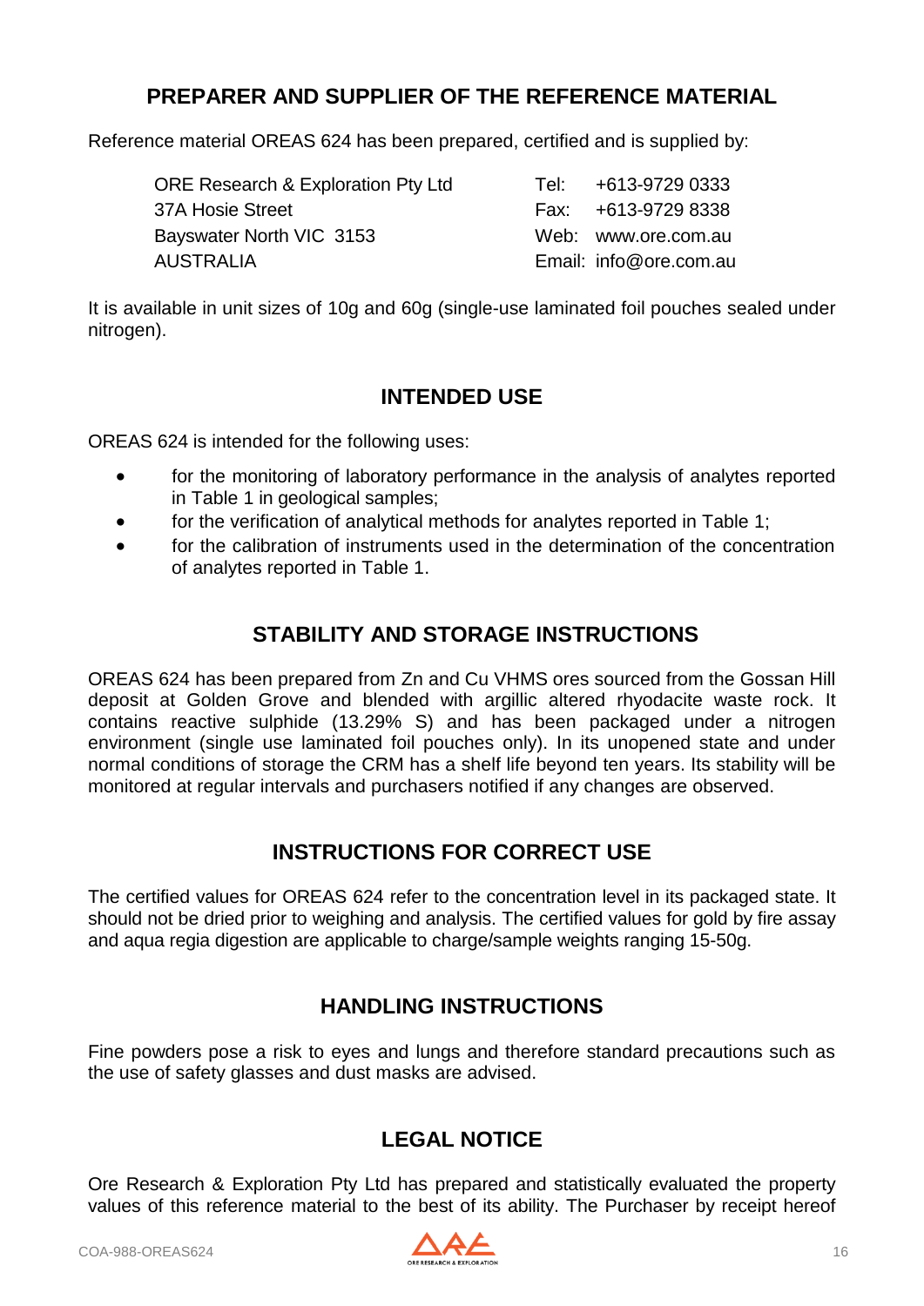## PREPARER AND SUPPLIER OF THE REFERENCE MATERIAL

Reference material OREAS 624 has been prepared, certified and is supplied by:

| | |
|---|---|
| ORE Research & Exploration Pty Ltd | Tel: +613-9729 0333 |
| 37A Hosie Street | Fax: +613-9729 8338 |
| Bayswater North VIC 3153 | Web: www.ore.com.au |
| AUSTRALIA | Email: info@ore.com.au |

It is available in unit sizes of 10g and 60g (single-use laminated foil pouches sealed under nitrogen).

## INTENDED USE

OREAS 624 is intended for the following uses:

- for the monitoring of laboratory performance in the analysis of analytes reported in Table 1 in geological samples;
- for the verification of analytical methods for analytes reported in Table 1;
- for the calibration of instruments used in the determination of the concentration of analytes reported in Table 1.

## STABILITY AND STORAGE INSTRUCTIONS

OREAS 624 has been prepared from Zn and Cu VHMS ores sourced from the Gossan Hill deposit at Golden Grove and blended with argillic altered rhyodacite waste rock. It contains reactive sulphide (13.29% S) and has been packaged under a nitrogen environment (single use laminated foil pouches only). In its unopened state and under normal conditions of storage the CRM has a shelf life beyond ten years. Its stability will be monitored at regular intervals and purchasers notified if any changes are observed.

## INSTRUCTIONS FOR CORRECT USE

The certified values for OREAS 624 refer to the concentration level in its packaged state. It should not be dried prior to weighing and analysis. The certified values for gold by fire assay and aqua regia digestion are applicable to charge/sample weights ranging 15-50g.

## HANDLING INSTRUCTIONS

Fine powders pose a risk to eyes and lungs and therefore standard precautions such as the use of safety glasses and dust masks are advised.

## LEGAL NOTICE

Ore Research & Exploration Pty Ltd has prepared and statistically evaluated the property values of this reference material to the best of its ability. The Purchaser by receipt hereof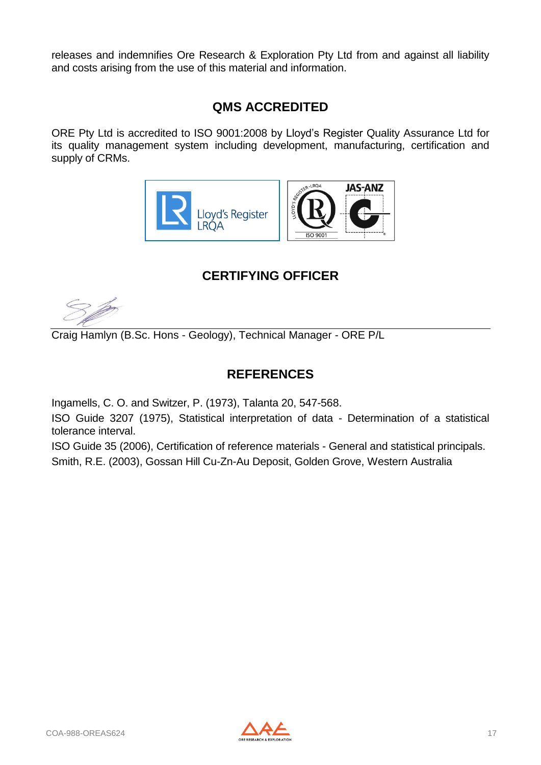releases and indemnifies Ore Research & Exploration Pty Ltd from and against all liability and costs arising from the use of this material and information.

## QMS ACCREDITED

ORE Pty Ltd is accredited to ISO 9001:2008 by Lloyd's Register Quality Assurance Ltd for its quality management system including development, manufacturing, certification and supply of CRMs.

## CERTIFYING OFFICER

Craig Hamlyn (B.Sc. Hons - Geology), Technical Manager - ORE P/L

## REFERENCES

Ingamells, C. O. and Switzer, P. (1973), Talanta 20, 547-568.

ISO Guide 3207 (1975), Statistical interpretation of data - Determination of a statistical tolerance interval.

ISO Guide 35 (2006), Certification of reference materials - General and statistical principals.

Smith, R.E. (2003), Gossan Hill Cu-Zn-Au Deposit, Golden Grove, Western Australia